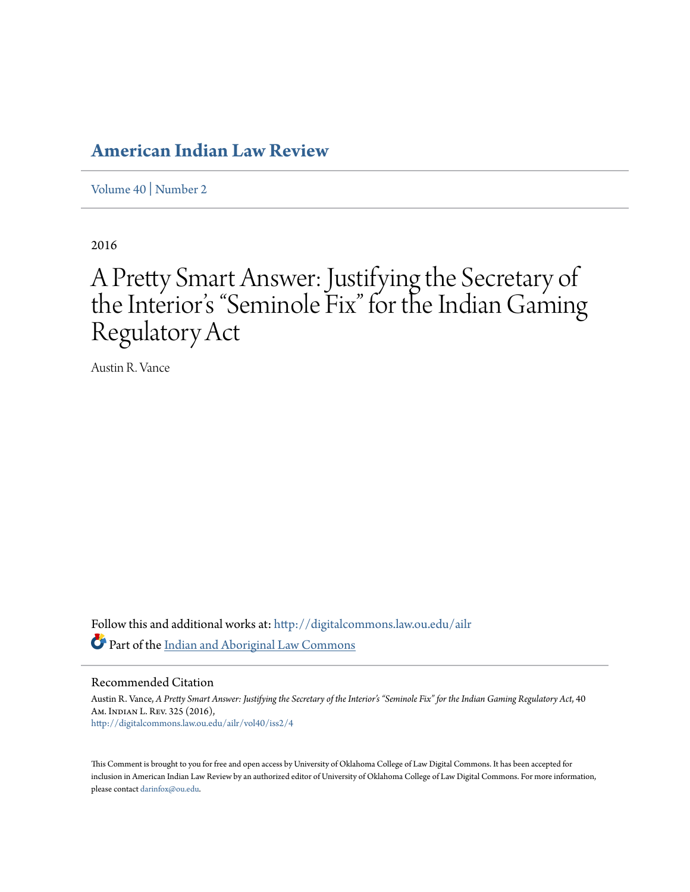# American Indian Law Review

Volume 40 | Number 2

2016

# A Pretty Smart Answer: Justifying the Secretary of the Interior's "Seminole Fix" for the Indian Gaming Regulatory Act

Austin R. Vance

Follow this and additional works at: http://digitalcommons.law.ou.edu/ailr

Part of the Indian and Aboriginal Law Commons

## Recommended Citation

Austin R. Vance, *A Pretty Smart Answer: Justifying the Secretary of the Interior's "Seminole Fix" for the Indian Gaming Regulatory Act*, 40 Am. Indian L. Rev. 325 (2016),
http://digitalcommons.law.ou.edu/ailr/vol40/iss2/4

This Comment is brought to you for free and open access by University of Oklahoma College of Law Digital Commons. It has been accepted for inclusion in American Indian Law Review by an authorized editor of University of Oklahoma College of Law Digital Commons. For more information, please contact darinfox@ou.edu.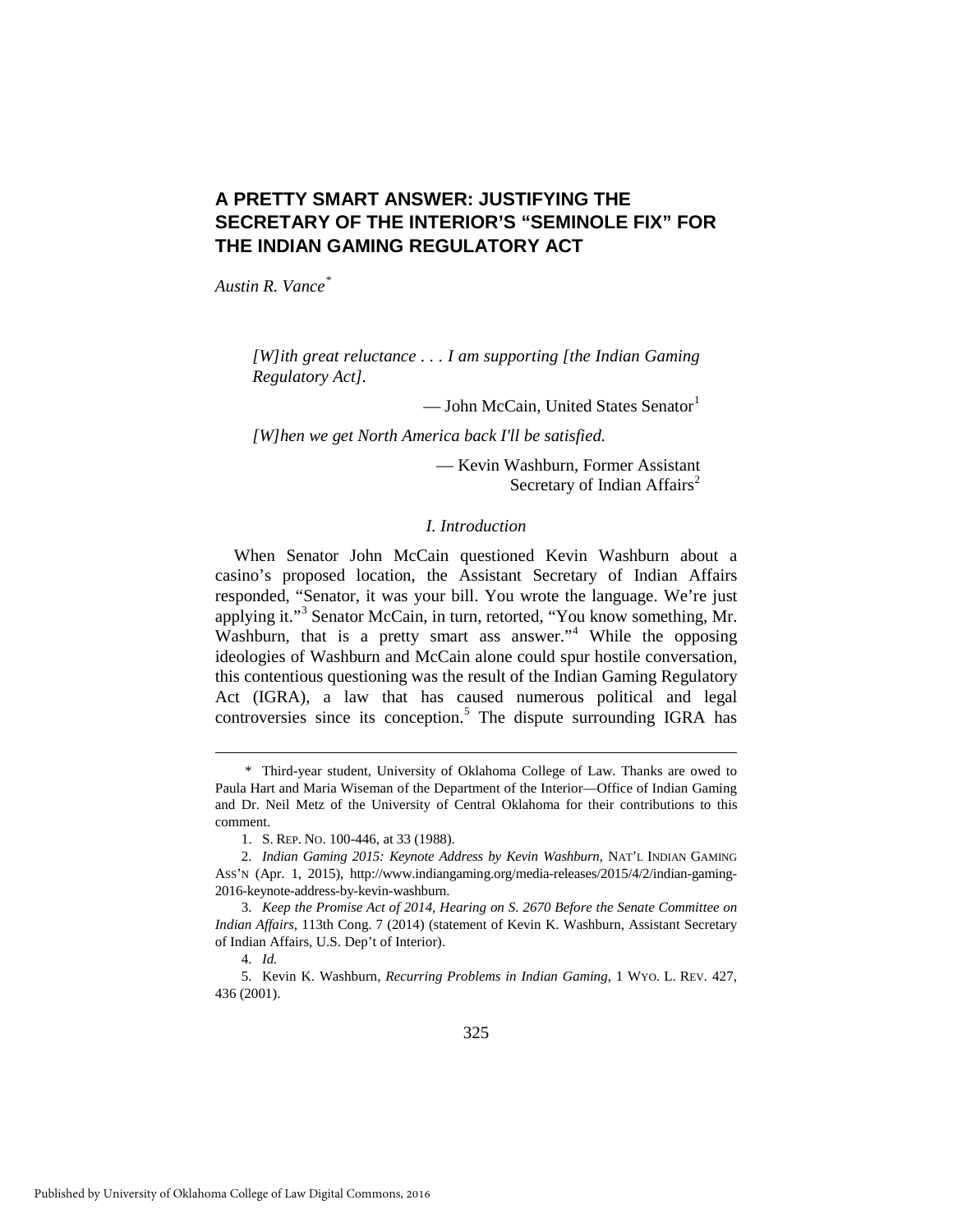# A PRETTY SMART ANSWER: JUSTIFYING THE SECRETARY OF THE INTERIOR'S "SEMINOLE FIX" FOR THE INDIAN GAMING REGULATORY ACT

*Austin R. Vance*[*]

> *[W]ith great reluctance . . . I am supporting [the Indian Gaming Regulatory Act].*
>
> — John McCain, United States Senator[1]
>
> *[W]hen we get North America back I'll be satisfied.*
>
> — Kevin Washburn, Former Assistant Secretary of Indian Affairs[2]

## *I. Introduction*

When Senator John McCain questioned Kevin Washburn about a casino's proposed location, the Assistant Secretary of Indian Affairs responded, "Senator, it was your bill. You wrote the language. We're just applying it."[3] Senator McCain, in turn, retorted, "You know something, Mr. Washburn, that is a pretty smart ass answer."[4] While the opposing ideologies of Washburn and McCain alone could spur hostile conversation, this contentious questioning was the result of the Indian Gaming Regulatory Act (IGRA), a law that has caused numerous political and legal controversies since its conception.[5] The dispute surrounding IGRA has

---

\* Third-year student, University of Oklahoma College of Law. Thanks are owed to Paula Hart and Maria Wiseman of the Department of the Interior—Office of Indian Gaming and Dr. Neil Metz of the University of Central Oklahoma for their contributions to this comment.

1. S. REP. NO. 100-446, at 33 (1988).

2. *Indian Gaming 2015: Keynote Address by Kevin Washburn*, NAT'L INDIAN GAMING ASS'N (Apr. 1, 2015), http://www.indiangaming.org/media-releases/2015/4/2/indian-gaming-2016-keynote-address-by-kevin-washburn.

3. *Keep the Promise Act of 2014, Hearing on S. 2670 Before the Senate Committee on Indian Affairs*, 113th Cong. 7 (2014) (statement of Kevin K. Washburn, Assistant Secretary of Indian Affairs, U.S. Dep't of Interior).

4. *Id.*

5. Kevin K. Washburn, *Recurring Problems in Indian Gaming*, 1 WYO. L. REV. 427, 436 (2001).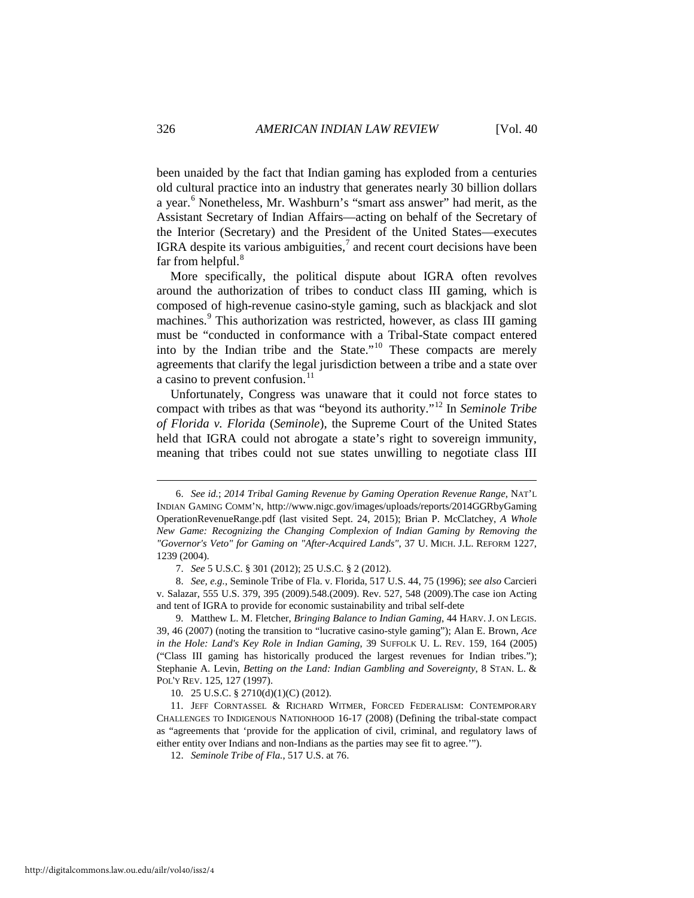been unaided by the fact that Indian gaming has exploded from a centuries old cultural practice into an industry that generates nearly 30 billion dollars a year.[6] Nonetheless, Mr. Washburn's "smart ass answer" had merit, as the Assistant Secretary of Indian Affairs—acting on behalf of the Secretary of the Interior (Secretary) and the President of the United States—executes IGRA despite its various ambiguities,[7] and recent court decisions have been far from helpful.[8]

More specifically, the political dispute about IGRA often revolves around the authorization of tribes to conduct class III gaming, which is composed of high-revenue casino-style gaming, such as blackjack and slot machines.[9] This authorization was restricted, however, as class III gaming must be "conducted in conformance with a Tribal-State compact entered into by the Indian tribe and the State."[10] These compacts are merely agreements that clarify the legal jurisdiction between a tribe and a state over a casino to prevent confusion.[11]

Unfortunately, Congress was unaware that it could not force states to compact with tribes as that was "beyond its authority."[12] In *Seminole Tribe of Florida v. Florida* (*Seminole*), the Supreme Court of the United States held that IGRA could not abrogate a state's right to sovereign immunity, meaning that tribes could not sue states unwilling to negotiate class III

---

6. *See id.*; *2014 Tribal Gaming Revenue by Gaming Operation Revenue Range*, NAT'L INDIAN GAMING COMM'N, http://www.nigc.gov/images/uploads/reports/2014GGRbyGaming OperationRevenueRange.pdf (last visited Sept. 24, 2015); Brian P. McClatchey, *A Whole New Game: Recognizing the Changing Complexion of Indian Gaming by Removing the "Governor's Veto" for Gaming on "After-Acquired Lands"*, 37 U. MICH. J.L. REFORM 1227, 1239 (2004).

7. *See* 5 U.S.C. § 301 (2012); 25 U.S.C. § 2 (2012).

8. *See, e.g.*, Seminole Tribe of Fla. v. Florida, 517 U.S. 44, 75 (1996); *see also* Carcieri v. Salazar, 555 U.S. 379, 395 (2009).548.(2009). Rev. 527, 548 (2009).The case ion Acting and tent of IGRA to provide for economic sustainability and tribal self-dete

9. Matthew L. M. Fletcher, *Bringing Balance to Indian Gaming*, 44 HARV. J. ON LEGIS. 39, 46 (2007) (noting the transition to "lucrative casino-style gaming"); Alan E. Brown, *Ace in the Hole: Land's Key Role in Indian Gaming*, 39 SUFFOLK U. L. REV. 159, 164 (2005) ("Class III gaming has historically produced the largest revenues for Indian tribes."); Stephanie A. Levin, *Betting on the Land: Indian Gambling and Sovereignty*, 8 STAN. L. & POL'Y REV. 125, 127 (1997).

10. 25 U.S.C. § 2710(d)(1)(C) (2012).

11. JEFF CORNTASSEL & RICHARD WITMER, FORCED FEDERALISM: CONTEMPORARY CHALLENGES TO INDIGENOUS NATIONHOOD 16-17 (2008) (Defining the tribal-state compact as "agreements that 'provide for the application of civil, criminal, and regulatory laws of either entity over Indians and non-Indians as the parties may see fit to agree.'").

12. *Seminole Tribe of Fla.*, 517 U.S. at 76.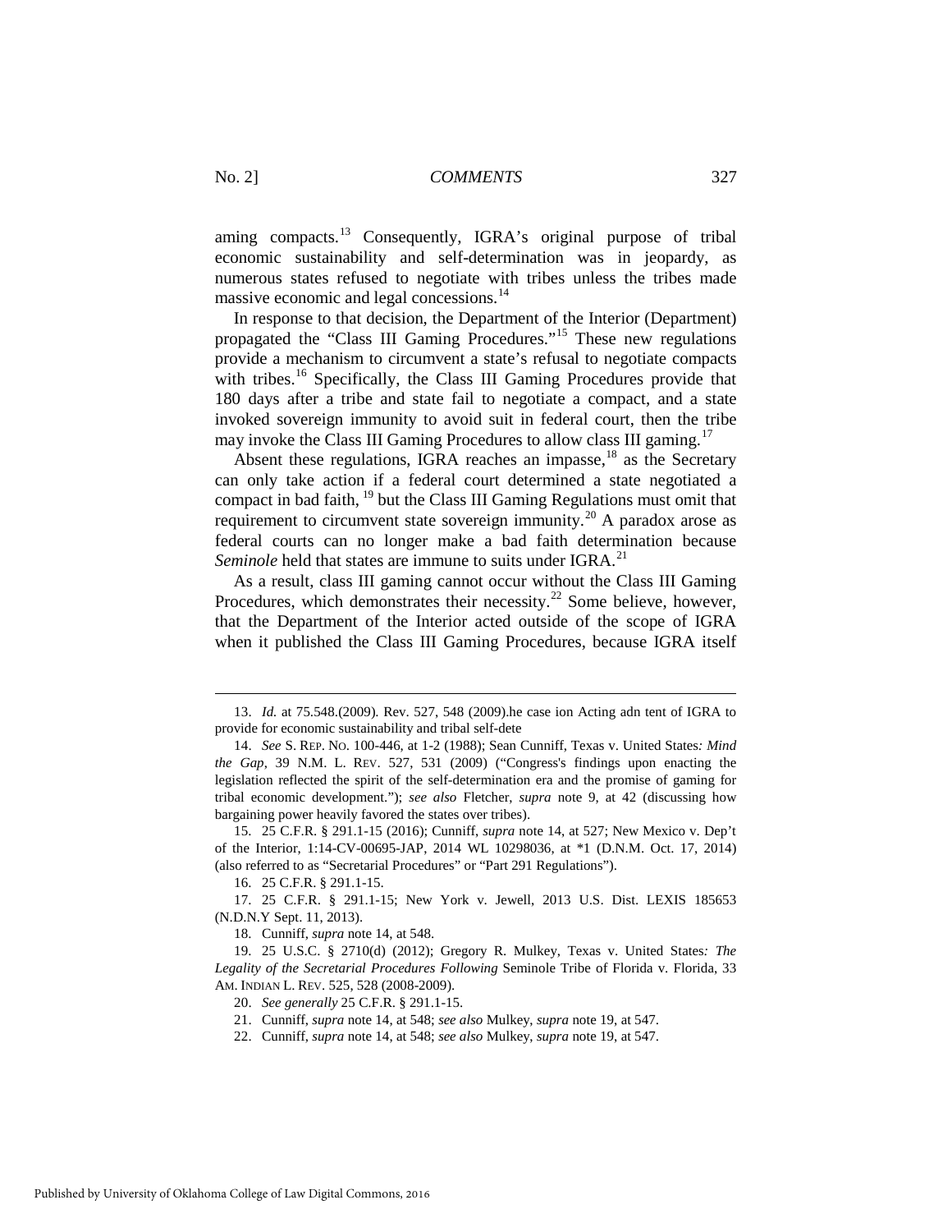aming compacts.[13] Consequently, IGRA's original purpose of tribal economic sustainability and self-determination was in jeopardy, as numerous states refused to negotiate with tribes unless the tribes made massive economic and legal concessions.[14]

In response to that decision, the Department of the Interior (Department) propagated the "Class III Gaming Procedures."[15] These new regulations provide a mechanism to circumvent a state's refusal to negotiate compacts with tribes.[16] Specifically, the Class III Gaming Procedures provide that 180 days after a tribe and state fail to negotiate a compact, and a state invoked sovereign immunity to avoid suit in federal court, then the tribe may invoke the Class III Gaming Procedures to allow class III gaming.[17]

Absent these regulations, IGRA reaches an impasse,[18] as the Secretary can only take action if a federal court determined a state negotiated a compact in bad faith, [19] but the Class III Gaming Regulations must omit that requirement to circumvent state sovereign immunity.[20] A paradox arose as federal courts can no longer make a bad faith determination because *Seminole* held that states are immune to suits under IGRA.[21]

As a result, class III gaming cannot occur without the Class III Gaming Procedures, which demonstrates their necessity.[22] Some believe, however, that the Department of the Interior acted outside of the scope of IGRA when it published the Class III Gaming Procedures, because IGRA itself

---

13. *Id.* at 75.548.(2009). Rev. 527, 548 (2009).he case ion Acting adn tent of IGRA to provide for economic sustainability and tribal self-dete

14. *See* S. REP. NO. 100-446, at 1-2 (1988); Sean Cunniff, Texas v. United States*: Mind the Gap*, 39 N.M. L. REV. 527, 531 (2009) ("Congress's findings upon enacting the legislation reflected the spirit of the self-determination era and the promise of gaming for tribal economic development."); *see also* Fletcher, *supra* note 9, at 42 (discussing how bargaining power heavily favored the states over tribes).

15. 25 C.F.R. § 291.1-15 (2016); Cunniff, *supra* note 14, at 527; New Mexico v. Dep't of the Interior, 1:14-CV-00695-JAP, 2014 WL 10298036, at *1 (D.N.M. Oct. 17, 2014) (also referred to as "Secretarial Procedures" or "Part 291 Regulations").

16. 25 C.F.R. § 291.1-15.

17. 25 C.F.R. § 291.1-15; New York v. Jewell, 2013 U.S. Dist. LEXIS 185653 (N.D.N.Y Sept. 11, 2013).

18. Cunniff, *supra* note 14, at 548.

19. 25 U.S.C. § 2710(d) (2012); Gregory R. Mulkey, Texas v. United States*: The Legality of the Secretarial Procedures Following* Seminole Tribe of Florida v. Florida, 33 AM. INDIAN L. REV. 525, 528 (2008-2009).

20. *See generally* 25 C.F.R. § 291.1-15.

21. Cunniff, *supra* note 14, at 548; *see also* Mulkey, *supra* note 19, at 547.

22. Cunniff, *supra* note 14, at 548; *see also* Mulkey, *supra* note 19, at 547.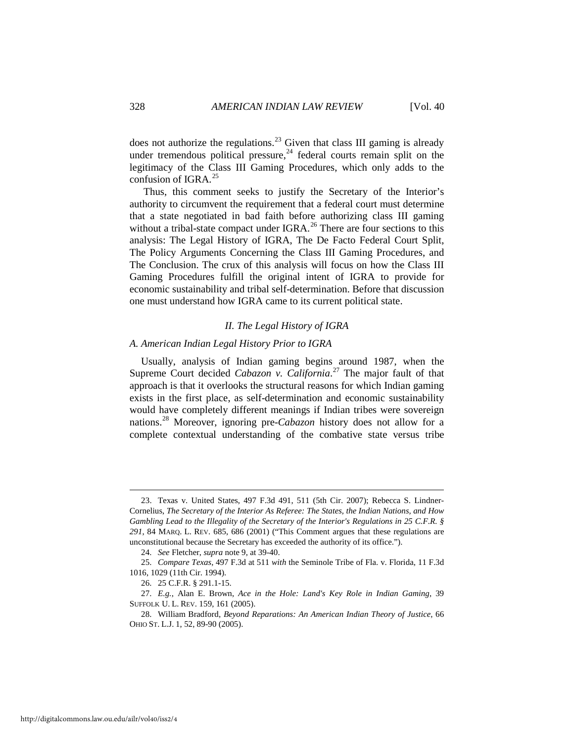does not authorize the regulations.[23] Given that class III gaming is already under tremendous political pressure,[24] federal courts remain split on the legitimacy of the Class III Gaming Procedures, which only adds to the confusion of IGRA.[25]

Thus, this comment seeks to justify the Secretary of the Interior's authority to circumvent the requirement that a federal court must determine that a state negotiated in bad faith before authorizing class III gaming without a tribal-state compact under IGRA.[26] There are four sections to this analysis: The Legal History of IGRA, The De Facto Federal Court Split, The Policy Arguments Concerning the Class III Gaming Procedures, and The Conclusion. The crux of this analysis will focus on how the Class III Gaming Procedures fulfill the original intent of IGRA to provide for economic sustainability and tribal self-determination. Before that discussion one must understand how IGRA came to its current political state.

## *II. The Legal History of IGRA*

### *A. American Indian Legal History Prior to IGRA*

Usually, analysis of Indian gaming begins around 1987, when the Supreme Court decided *Cabazon v. California*.[27] The major fault of that approach is that it overlooks the structural reasons for which Indian gaming exists in the first place, as self-determination and economic sustainability would have completely different meanings if Indian tribes were sovereign nations.[28] Moreover, ignoring pre-*Cabazon* history does not allow for a complete contextual understanding of the combative state versus tribe

---

23. Texas v. United States, 497 F.3d 491, 511 (5th Cir. 2007); Rebecca S. Lindner-Cornelius, *The Secretary of the Interior As Referee: The States, the Indian Nations, and How Gambling Lead to the Illegality of the Secretary of the Interior's Regulations in 25 C.F.R. § 291*, 84 MARQ. L. REV. 685, 686 (2001) ("This Comment argues that these regulations are unconstitutional because the Secretary has exceeded the authority of its office.").

24. *See* Fletcher, *supra* note 9, at 39-40.

25. *Compare Texas*, 497 F.3d at 511 *with* the Seminole Tribe of Fla. v. Florida, 11 F.3d 1016, 1029 (11th Cir. 1994).

26. 25 C.F.R. § 291.1-15.

27. *E.g.*, Alan E. Brown, *Ace in the Hole: Land's Key Role in Indian Gaming*, 39 SUFFOLK U. L. REV. 159, 161 (2005).

28. William Bradford, *Beyond Reparations: An American Indian Theory of Justice*, 66 OHIO ST. L.J. 1, 52, 89-90 (2005).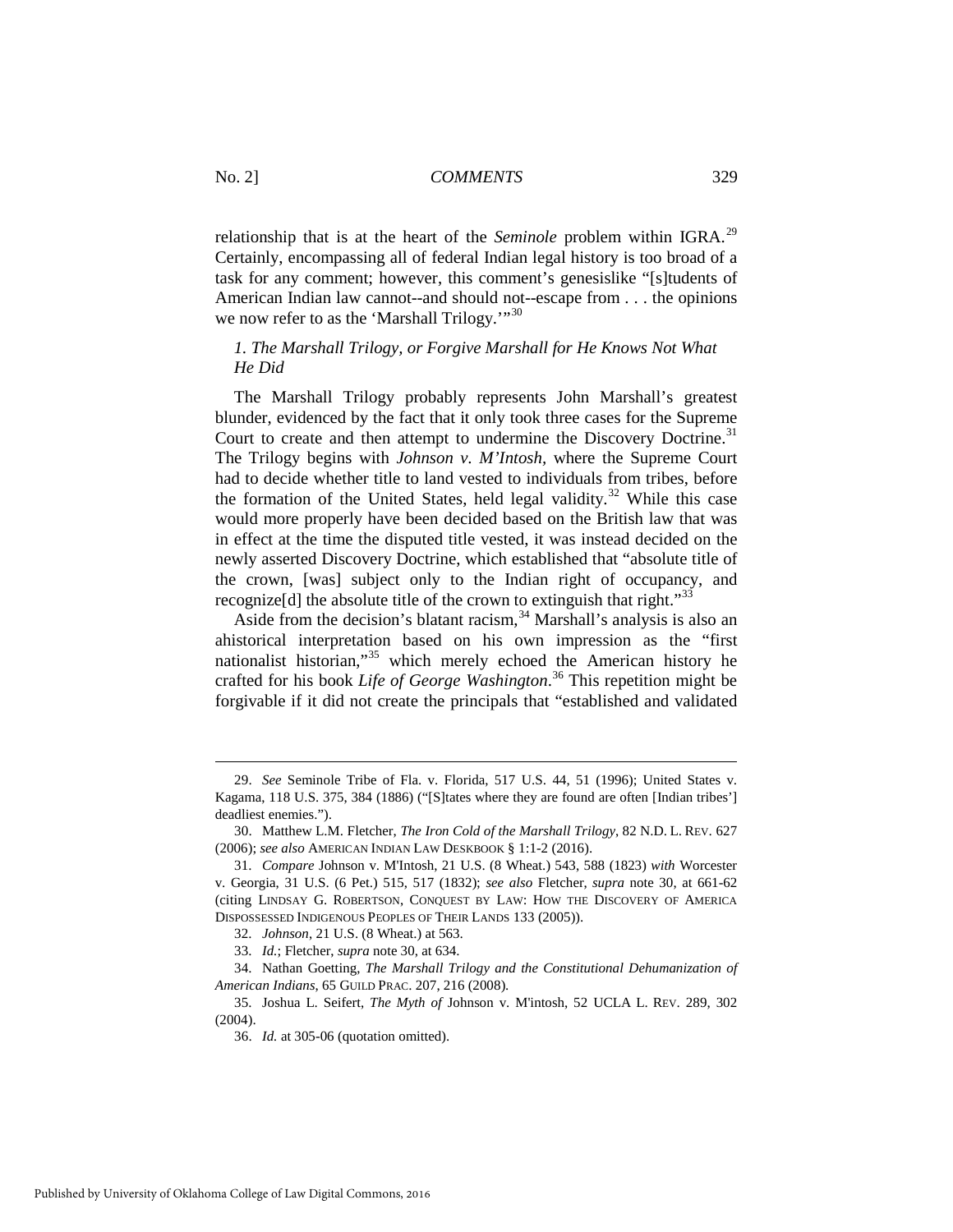relationship that is at the heart of the *Seminole* problem within IGRA.[29] Certainly, encompassing all of federal Indian legal history is too broad of a task for any comment; however, this comment's genesislike "[s]tudents of American Indian law cannot--and should not--escape from . . . the opinions we now refer to as the 'Marshall Trilogy.'"[30]

*1. The Marshall Trilogy, or Forgive Marshall for He Knows Not What He Did*

The Marshall Trilogy probably represents John Marshall's greatest blunder, evidenced by the fact that it only took three cases for the Supreme Court to create and then attempt to undermine the Discovery Doctrine.[31] The Trilogy begins with *Johnson v. M'Intosh*, where the Supreme Court had to decide whether title to land vested to individuals from tribes, before the formation of the United States, held legal validity.[32] While this case would more properly have been decided based on the British law that was in effect at the time the disputed title vested, it was instead decided on the newly asserted Discovery Doctrine, which established that "absolute title of the crown, [was] subject only to the Indian right of occupancy, and recognize[d] the absolute title of the crown to extinguish that right."[33]

Aside from the decision's blatant racism,[34] Marshall's analysis is also an ahistorical interpretation based on his own impression as the "first nationalist historian,"[35] which merely echoed the American history he crafted for his book *Life of George Washington*.[36] This repetition might be forgivable if it did not create the principals that "established and validated

---

29. *See* Seminole Tribe of Fla. v. Florida, 517 U.S. 44, 51 (1996); United States v. Kagama, 118 U.S. 375, 384 (1886) ("[S]tates where they are found are often [Indian tribes'] deadliest enemies.").

30. Matthew L.M. Fletcher, *The Iron Cold of the Marshall Trilogy*, 82 N.D. L. REV. 627 (2006); *see also* AMERICAN INDIAN LAW DESKBOOK § 1:1-2 (2016).

31. *Compare* Johnson v. M'Intosh, 21 U.S. (8 Wheat.) 543, 588 (1823) *with* Worcester v. Georgia, 31 U.S. (6 Pet.) 515, 517 (1832); *see also* Fletcher, *supra* note 30, at 661-62 (citing LINDSAY G. ROBERTSON, CONQUEST BY LAW: HOW THE DISCOVERY OF AMERICA DISPOSSESSED INDIGENOUS PEOPLES OF THEIR LANDS 133 (2005)).

32. *Johnson*, 21 U.S. (8 Wheat.) at 563.

33. *Id.*; Fletcher, *supra* note 30, at 634.

34. Nathan Goetting, *The Marshall Trilogy and the Constitutional Dehumanization of American Indians*, 65 GUILD PRAC. 207, 216 (2008).

35. Joshua L. Seifert, *The Myth of* Johnson v. M'intosh, 52 UCLA L. REV. 289, 302 (2004).

36. *Id.* at 305-06 (quotation omitted).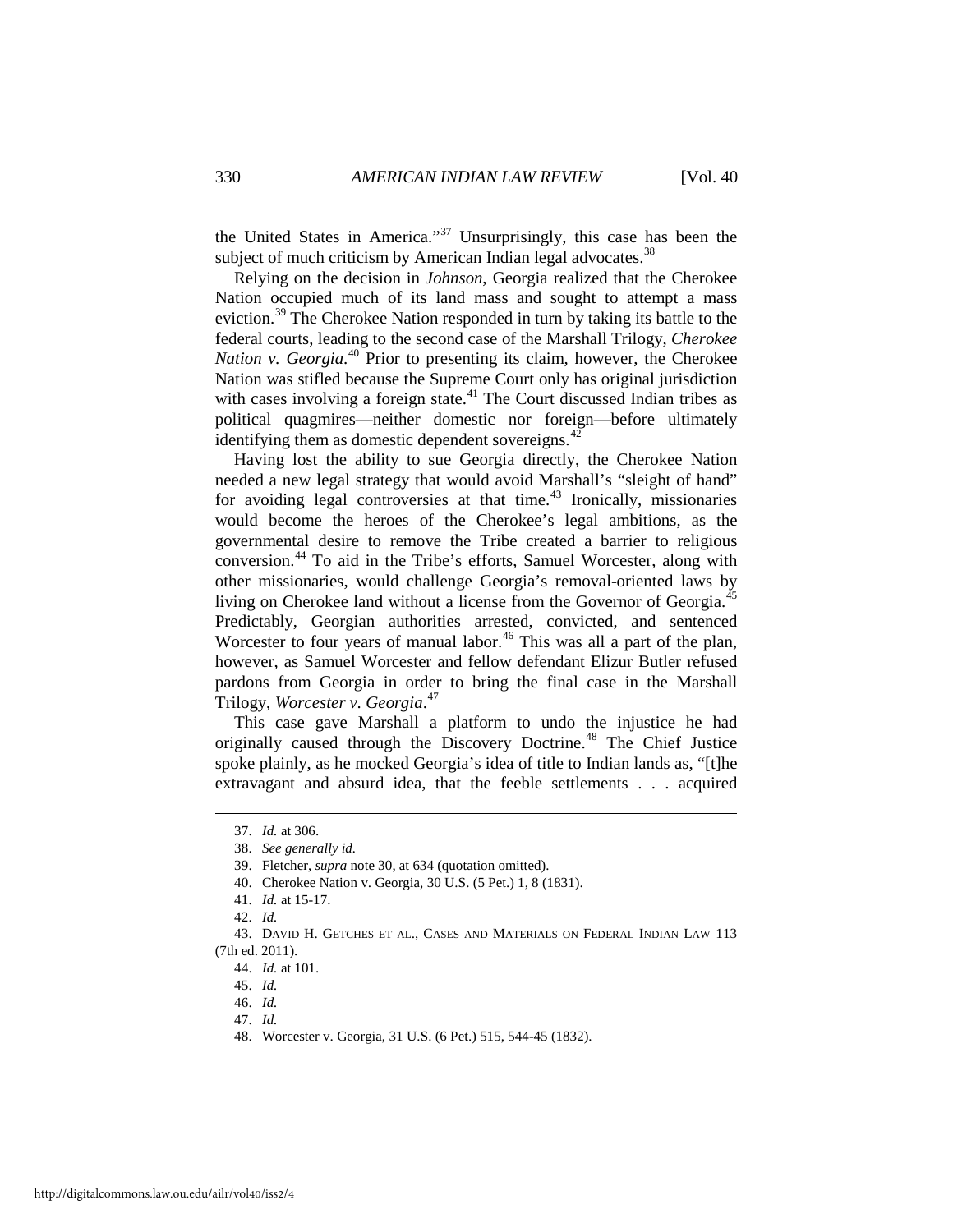the United States in America."[37] Unsurprisingly, this case has been the subject of much criticism by American Indian legal advocates.[38]

Relying on the decision in *Johnson*, Georgia realized that the Cherokee Nation occupied much of its land mass and sought to attempt a mass eviction.[39] The Cherokee Nation responded in turn by taking its battle to the federal courts, leading to the second case of the Marshall Trilogy, *Cherokee Nation v. Georgia*.[40] Prior to presenting its claim, however, the Cherokee Nation was stifled because the Supreme Court only has original jurisdiction with cases involving a foreign state.[41] The Court discussed Indian tribes as political quagmires—neither domestic nor foreign—before ultimately identifying them as domestic dependent sovereigns.[42]

Having lost the ability to sue Georgia directly, the Cherokee Nation needed a new legal strategy that would avoid Marshall's "sleight of hand" for avoiding legal controversies at that time.[43] Ironically, missionaries would become the heroes of the Cherokee's legal ambitions, as the governmental desire to remove the Tribe created a barrier to religious conversion.[44] To aid in the Tribe's efforts, Samuel Worcester, along with other missionaries, would challenge Georgia's removal-oriented laws by living on Cherokee land without a license from the Governor of Georgia.[45] Predictably, Georgian authorities arrested, convicted, and sentenced Worcester to four years of manual labor.[46] This was all a part of the plan, however, as Samuel Worcester and fellow defendant Elizur Butler refused pardons from Georgia in order to bring the final case in the Marshall Trilogy, *Worcester v. Georgia*.[47]

This case gave Marshall a platform to undo the injustice he had originally caused through the Discovery Doctrine.[48] The Chief Justice spoke plainly, as he mocked Georgia's idea of title to Indian lands as, "[t]he extravagant and absurd idea, that the feeble settlements . . . acquired

---

37. *Id.* at 306.

38. *See generally id.*

39. Fletcher, *supra* note 30, at 634 (quotation omitted).

40. Cherokee Nation v. Georgia, 30 U.S. (5 Pet.) 1, 8 (1831).

41. *Id.* at 15-17.

42. *Id.*

43. DAVID H. GETCHES ET AL., CASES AND MATERIALS ON FEDERAL INDIAN LAW 113 (7th ed. 2011).

44. *Id.* at 101.

45. *Id.*

46. *Id.*

47. *Id.*

48. Worcester v. Georgia, 31 U.S. (6 Pet.) 515, 544-45 (1832).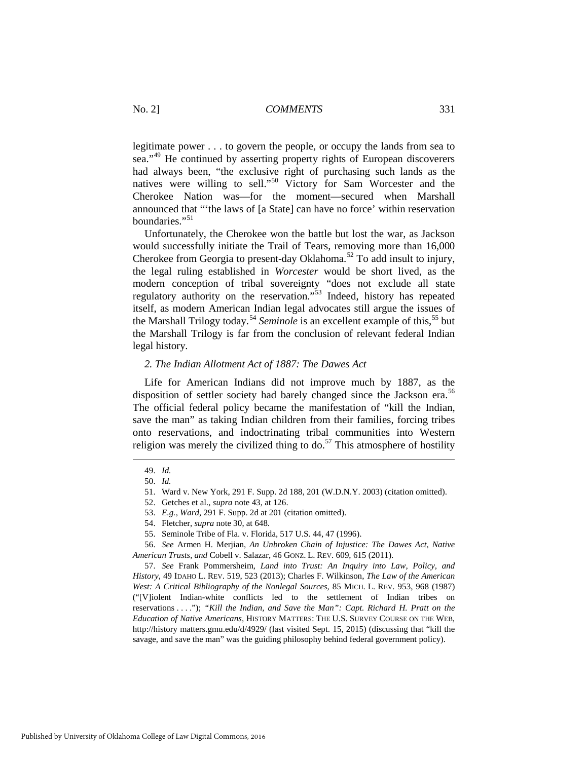legitimate power . . . to govern the people, or occupy the lands from sea to sea."[49] He continued by asserting property rights of European discoverers had always been, "the exclusive right of purchasing such lands as the natives were willing to sell."[50] Victory for Sam Worcester and the Cherokee Nation was—for the moment—secured when Marshall announced that "'the laws of [a State] can have no force' within reservation boundaries."[51]

Unfortunately, the Cherokee won the battle but lost the war, as Jackson would successfully initiate the Trail of Tears, removing more than 16,000 Cherokee from Georgia to present-day Oklahoma.[52] To add insult to injury, the legal ruling established in *Worcester* would be short lived, as the modern conception of tribal sovereignty "does not exclude all state regulatory authority on the reservation."[53] Indeed, history has repeated itself, as modern American Indian legal advocates still argue the issues of the Marshall Trilogy today.[54] *Seminole* is an excellent example of this,[55] but the Marshall Trilogy is far from the conclusion of relevant federal Indian legal history.

### *2. The Indian Allotment Act of 1887: The Dawes Act*

Life for American Indians did not improve much by 1887, as the disposition of settler society had barely changed since the Jackson era.[56] The official federal policy became the manifestation of "kill the Indian, save the man" as taking Indian children from their families, forcing tribes onto reservations, and indoctrinating tribal communities into Western religion was merely the civilized thing to do.[57] This atmosphere of hostility

---

49. *Id.*

50. *Id.*

51. Ward v. New York, 291 F. Supp. 2d 188, 201 (W.D.N.Y. 2003) (citation omitted).

52. Getches et al., *supra* note 43, at 126.

53. *E.g.*, *Ward*, 291 F. Supp. 2d at 201 (citation omitted).

54. Fletcher, *supra* note 30, at 648.

55. Seminole Tribe of Fla. v. Florida, 517 U.S. 44, 47 (1996).

56. *See* Armen H. Merjian, *An Unbroken Chain of Injustice: The Dawes Act, Native American Trusts, and* Cobell v. Salazar, 46 GONZ. L. REV. 609, 615 (2011).

57. *See* Frank Pommersheim, *Land into Trust: An Inquiry into Law, Policy, and History*, 49 IDAHO L. REV. 519, 523 (2013); Charles F. Wilkinson, *The Law of the American West: A Critical Bibliography of the Nonlegal Sources*, 85 MICH. L. REV. 953, 968 (1987) ("[V]iolent Indian-white conflicts led to the settlement of Indian tribes on reservations . . . ."); *"Kill the Indian, and Save the Man": Capt. Richard H. Pratt on the Education of Native Americans*, HISTORY MATTERS: THE U.S. SURVEY COURSE ON THE WEB, http://history matters.gmu.edu/d/4929/ (last visited Sept. 15, 2015) (discussing that "kill the savage, and save the man" was the guiding philosophy behind federal government policy).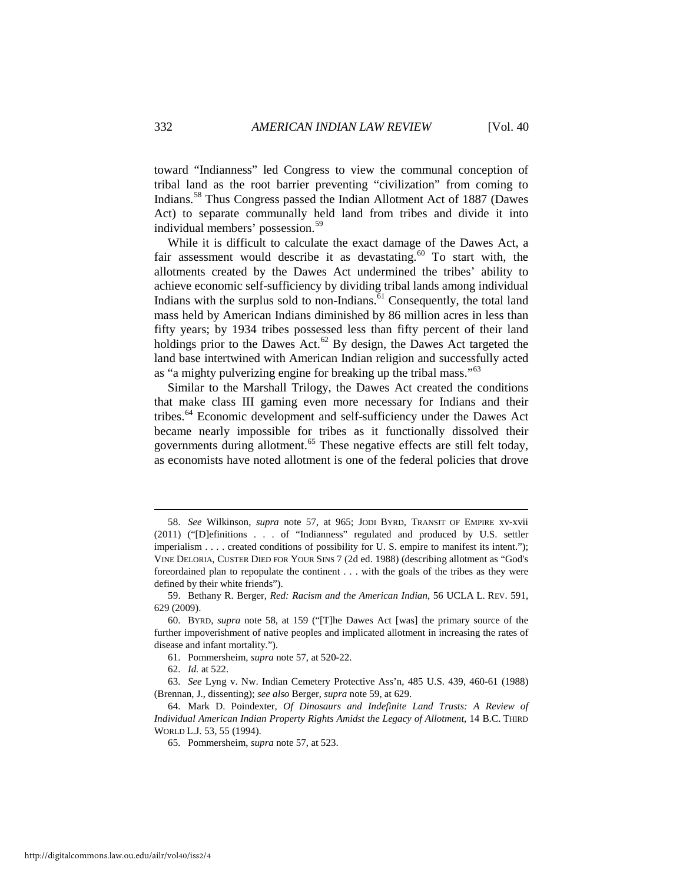toward "Indianness" led Congress to view the communal conception of tribal land as the root barrier preventing "civilization" from coming to Indians.[58] Thus Congress passed the Indian Allotment Act of 1887 (Dawes Act) to separate communally held land from tribes and divide it into individual members' possession.[59]

While it is difficult to calculate the exact damage of the Dawes Act, a fair assessment would describe it as devastating.[60] To start with, the allotments created by the Dawes Act undermined the tribes' ability to achieve economic self-sufficiency by dividing tribal lands among individual Indians with the surplus sold to non-Indians.[61] Consequently, the total land mass held by American Indians diminished by 86 million acres in less than fifty years; by 1934 tribes possessed less than fifty percent of their land holdings prior to the Dawes Act.[62] By design, the Dawes Act targeted the land base intertwined with American Indian religion and successfully acted as "a mighty pulverizing engine for breaking up the tribal mass."[63]

Similar to the Marshall Trilogy, the Dawes Act created the conditions that make class III gaming even more necessary for Indians and their tribes.[64] Economic development and self-sufficiency under the Dawes Act became nearly impossible for tribes as it functionally dissolved their governments during allotment.[65] These negative effects are still felt today, as economists have noted allotment is one of the federal policies that drove

---

58. *See* Wilkinson, *supra* note 57, at 965; JODI BYRD, TRANSIT OF EMPIRE xv-xvii (2011) ("[D]efinitions . . . of "Indianness" regulated and produced by U.S. settler imperialism . . . . created conditions of possibility for U. S. empire to manifest its intent."); VINE DELORIA, CUSTER DIED FOR YOUR SINS 7 (2d ed. 1988) (describing allotment as "God's foreordained plan to repopulate the continent . . . with the goals of the tribes as they were defined by their white friends").

59. Bethany R. Berger, *Red: Racism and the American Indian*, 56 UCLA L. REV. 591, 629 (2009).

60. BYRD, *supra* note 58, at 159 ("[T]he Dawes Act [was] the primary source of the further impoverishment of native peoples and implicated allotment in increasing the rates of disease and infant mortality.").

61. Pommersheim, *supra* note 57, at 520-22.

62. *Id.* at 522.

63. *See* Lyng v. Nw. Indian Cemetery Protective Ass'n, 485 U.S. 439, 460-61 (1988) (Brennan, J., dissenting); *see also* Berger, *supra* note 59, at 629.

64. Mark D. Poindexter, *Of Dinosaurs and Indefinite Land Trusts: A Review of Individual American Indian Property Rights Amidst the Legacy of Allotment*, 14 B.C. THIRD WORLD L.J. 53, 55 (1994).

65. Pommersheim, *supra* note 57, at 523.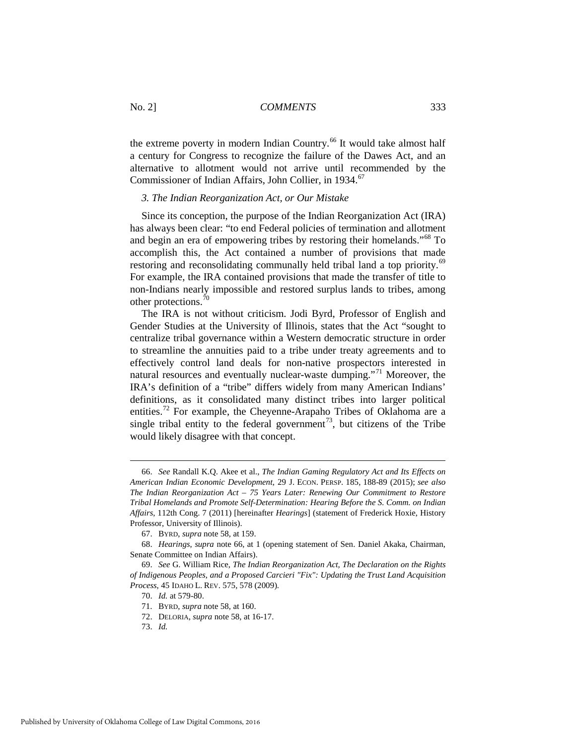the extreme poverty in modern Indian Country.[66] It would take almost half a century for Congress to recognize the failure of the Dawes Act, and an alternative to allotment would not arrive until recommended by the Commissioner of Indian Affairs, John Collier, in 1934.[67]

### *3. The Indian Reorganization Act, or Our Mistake*

Since its conception, the purpose of the Indian Reorganization Act (IRA) has always been clear: "to end Federal policies of termination and allotment and begin an era of empowering tribes by restoring their homelands."[68] To accomplish this, the Act contained a number of provisions that made restoring and reconsolidating communally held tribal land a top priority.[69] For example, the IRA contained provisions that made the transfer of title to non-Indians nearly impossible and restored surplus lands to tribes, among other protections.[70]

The IRA is not without criticism. Jodi Byrd, Professor of English and Gender Studies at the University of Illinois, states that the Act "sought to centralize tribal governance within a Western democratic structure in order to streamline the annuities paid to a tribe under treaty agreements and to effectively control land deals for non-native prospectors interested in natural resources and eventually nuclear-waste dumping."[71] Moreover, the IRA's definition of a "tribe" differs widely from many American Indians' definitions, as it consolidated many distinct tribes into larger political entities.[72] For example, the Cheyenne-Arapaho Tribes of Oklahoma are a single tribal entity to the federal government[73], but citizens of the Tribe would likely disagree with that concept.

---

66. *See* Randall K.Q. Akee et al., *The Indian Gaming Regulatory Act and Its Effects on American Indian Economic Development*, 29 J. ECON. PERSP. 185, 188-89 (2015); *see also The Indian Reorganization Act – 75 Years Later: Renewing Our Commitment to Restore Tribal Homelands and Promote Self-Determination: Hearing Before the S. Comm. on Indian Affairs*, 112th Cong. 7 (2011) [hereinafter *Hearings*] (statement of Frederick Hoxie, History Professor, University of Illinois).

67. BYRD, *supra* note 58, at 159.

68. *Hearings, supra* note 66, at 1 (opening statement of Sen. Daniel Akaka, Chairman, Senate Committee on Indian Affairs).

69. *See* G. William Rice, *The Indian Reorganization Act, The Declaration on the Rights of Indigenous Peoples, and a Proposed Carcieri "Fix": Updating the Trust Land Acquisition Process*, 45 IDAHO L. REV. 575, 578 (2009).

70. *Id.* at 579-80.

71. BYRD, *supra* note 58, at 160.

72. DELORIA, *supra* note 58, at 16-17.

73. *Id.*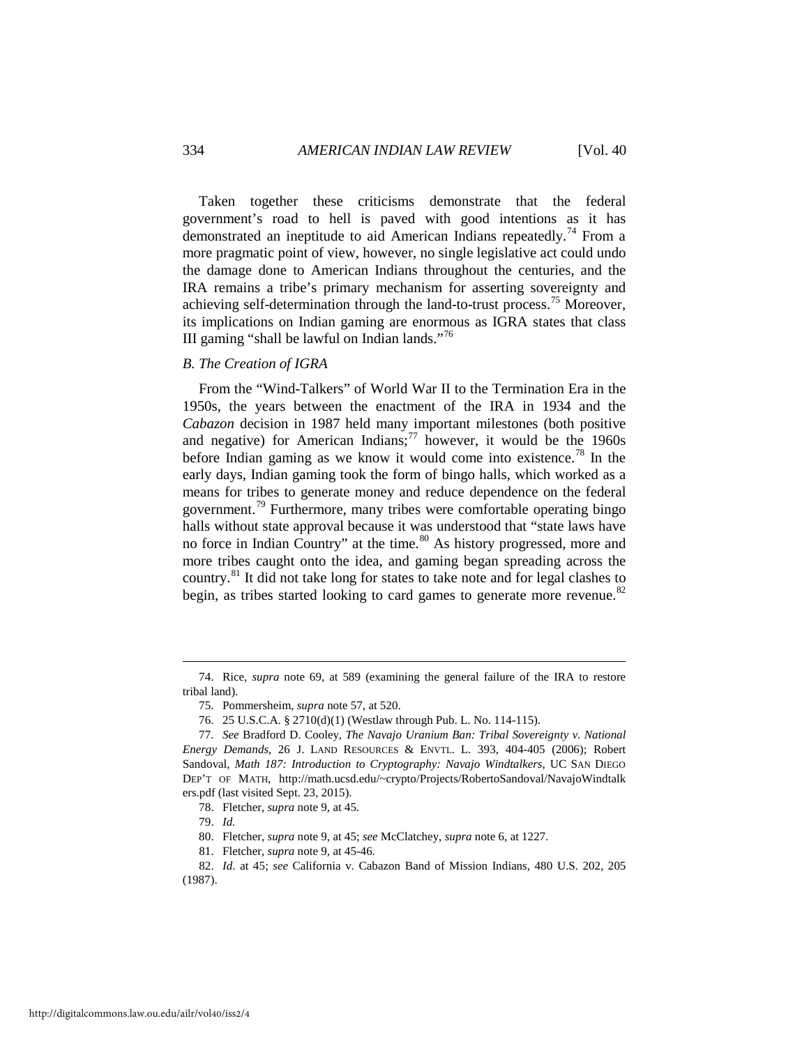Taken together these criticisms demonstrate that the federal government's road to hell is paved with good intentions as it has demonstrated an ineptitude to aid American Indians repeatedly.[74] From a more pragmatic point of view, however, no single legislative act could undo the damage done to American Indians throughout the centuries, and the IRA remains a tribe's primary mechanism for asserting sovereignty and achieving self-determination through the land-to-trust process.[75] Moreover, its implications on Indian gaming are enormous as IGRA states that class III gaming "shall be lawful on Indian lands."[76]

### *B. The Creation of IGRA*

From the "Wind-Talkers" of World War II to the Termination Era in the 1950s, the years between the enactment of the IRA in 1934 and the *Cabazon* decision in 1987 held many important milestones (both positive and negative) for American Indians;[77] however, it would be the 1960s before Indian gaming as we know it would come into existence.[78] In the early days, Indian gaming took the form of bingo halls, which worked as a means for tribes to generate money and reduce dependence on the federal government.[79] Furthermore, many tribes were comfortable operating bingo halls without state approval because it was understood that "state laws have no force in Indian Country" at the time.[80] As history progressed, more and more tribes caught onto the idea, and gaming began spreading across the country.[81] It did not take long for states to take note and for legal clashes to begin, as tribes started looking to card games to generate more revenue.[82]

---

74. Rice, *supra* note 69, at 589 (examining the general failure of the IRA to restore tribal land).

75. Pommersheim, *supra* note 57, at 520.

76. 25 U.S.C.A. § 2710(d)(1) (Westlaw through Pub. L. No. 114-115).

77. *See* Bradford D. Cooley, *The Navajo Uranium Ban: Tribal Sovereignty v. National Energy Demands*, 26 J. LAND RESOURCES & ENVTL. L. 393, 404-405 (2006); Robert Sandoval, *Math 187: Introduction to Cryptography: Navajo Windtalkers*, UC SAN DIEGO DEP'T OF MATH, http://math.ucsd.edu/~crypto/Projects/RobertoSandoval/NavajoWindtalkers.pdf (last visited Sept. 23, 2015).

78. Fletcher, *supra* note 9, at 45.

79. *Id.*

80. Fletcher, *supra* note 9, at 45; *see* McClatchey, *supra* note 6, at 1227.

81. Fletcher, *supra* note 9, at 45-46.

82. *Id.* at 45; *see* California v. Cabazon Band of Mission Indians, 480 U.S. 202, 205 (1987).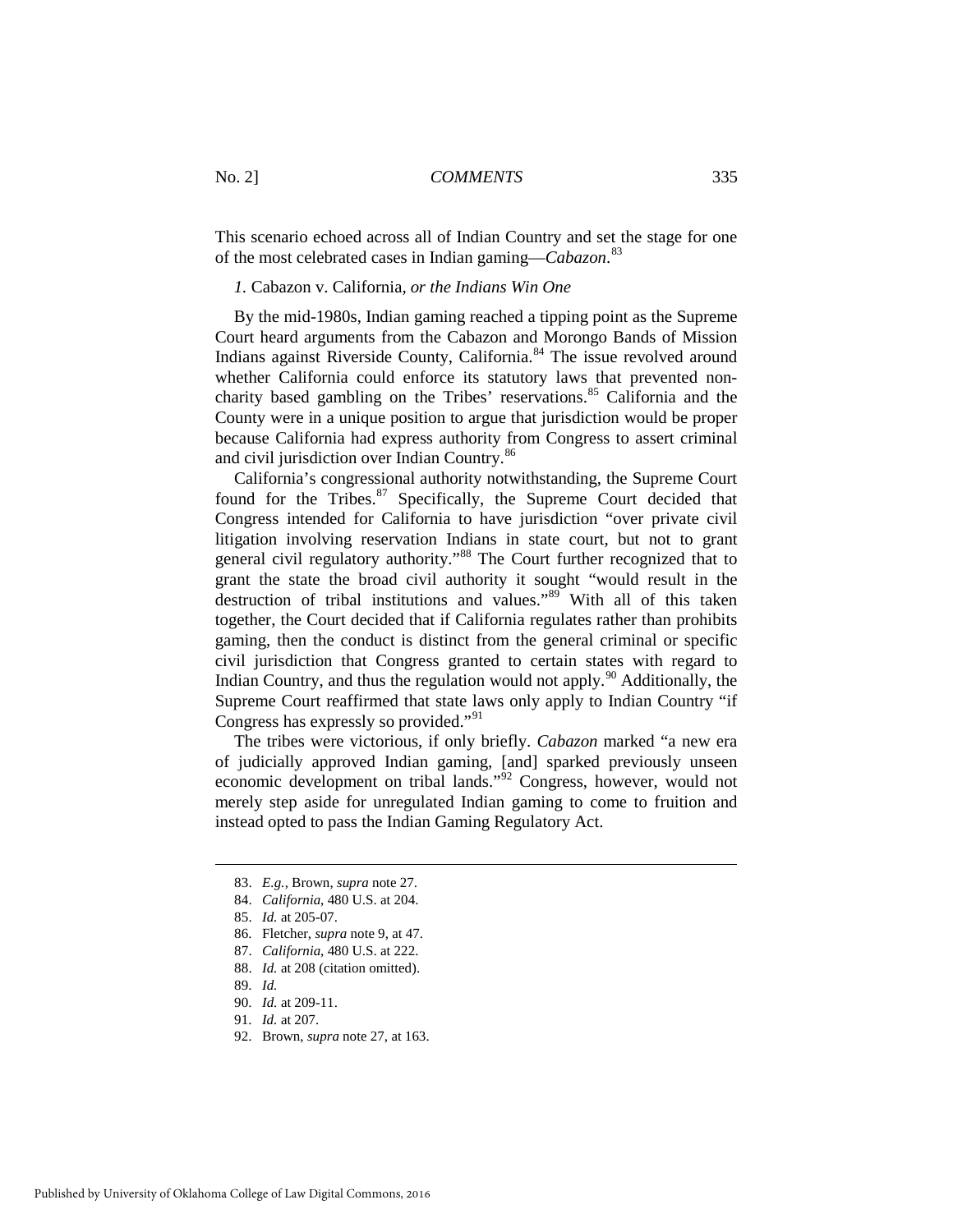This scenario echoed across all of Indian Country and set the stage for one of the most celebrated cases in Indian gaming—*Cabazon*.[83]

### *1.* Cabazon v. California*, or the Indians Win One*

By the mid-1980s, Indian gaming reached a tipping point as the Supreme Court heard arguments from the Cabazon and Morongo Bands of Mission Indians against Riverside County, California.[84] The issue revolved around whether California could enforce its statutory laws that prevented non-charity based gambling on the Tribes' reservations.[85] California and the County were in a unique position to argue that jurisdiction would be proper because California had express authority from Congress to assert criminal and civil jurisdiction over Indian Country.[86]

California's congressional authority notwithstanding, the Supreme Court found for the Tribes.[87] Specifically, the Supreme Court decided that Congress intended for California to have jurisdiction "over private civil litigation involving reservation Indians in state court, but not to grant general civil regulatory authority."[88] The Court further recognized that to grant the state the broad civil authority it sought "would result in the destruction of tribal institutions and values."[89] With all of this taken together, the Court decided that if California regulates rather than prohibits gaming, then the conduct is distinct from the general criminal or specific civil jurisdiction that Congress granted to certain states with regard to Indian Country, and thus the regulation would not apply.[90] Additionally, the Supreme Court reaffirmed that state laws only apply to Indian Country "if Congress has expressly so provided."[91]

The tribes were victorious, if only briefly. *Cabazon* marked "a new era of judicially approved Indian gaming, [and] sparked previously unseen economic development on tribal lands."[92] Congress, however, would not merely step aside for unregulated Indian gaming to come to fruition and instead opted to pass the Indian Gaming Regulatory Act.

---

83. *E.g.*, Brown, *supra* note 27.

84. *California*, 480 U.S. at 204.

85. *Id.* at 205-07.

86. Fletcher, *supra* note 9, at 47.

87. *California*, 480 U.S. at 222.

88. *Id.* at 208 (citation omitted).

89. *Id.*

90. *Id.* at 209-11.

91. *Id.* at 207.

92. Brown, *supra* note 27, at 163.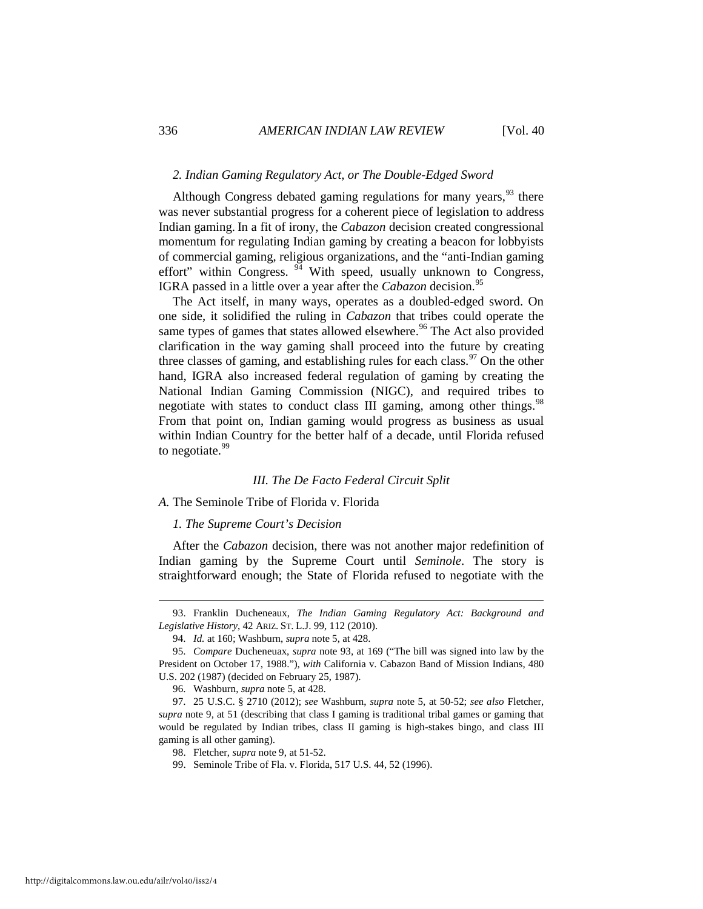### *2. Indian Gaming Regulatory Act, or The Double-Edged Sword*

Although Congress debated gaming regulations for many years,[93] there was never substantial progress for a coherent piece of legislation to address Indian gaming. In a fit of irony, the *Cabazon* decision created congressional momentum for regulating Indian gaming by creating a beacon for lobbyists of commercial gaming, religious organizations, and the "anti-Indian gaming effort" within Congress. [94] With speed, usually unknown to Congress, IGRA passed in a little over a year after the *Cabazon* decision.[95]

The Act itself, in many ways, operates as a doubled-edged sword. On one side, it solidified the ruling in *Cabazon* that tribes could operate the same types of games that states allowed elsewhere.[96] The Act also provided clarification in the way gaming shall proceed into the future by creating three classes of gaming, and establishing rules for each class.[97] On the other hand, IGRA also increased federal regulation of gaming by creating the National Indian Gaming Commission (NIGC), and required tribes to negotiate with states to conduct class III gaming, among other things.[98] From that point on, Indian gaming would progress as business as usual within Indian Country for the better half of a decade, until Florida refused to negotiate.[99]

## *III. The De Facto Federal Circuit Split*

### *A.* The Seminole Tribe of Florida v. Florida

#### *1. The Supreme Court's Decision*

After the *Cabazon* decision, there was not another major redefinition of Indian gaming by the Supreme Court until *Seminole*. The story is straightforward enough; the State of Florida refused to negotiate with the

---

93. Franklin Ducheneaux, *The Indian Gaming Regulatory Act: Background and Legislative History*, 42 ARIZ. ST. L.J. 99, 112 (2010).

94. *Id.* at 160; Washburn, *supra* note 5, at 428.

95. *Compare* Ducheneuax, *supra* note 93, at 169 ("The bill was signed into law by the President on October 17, 1988."), *with* California v. Cabazon Band of Mission Indians, 480 U.S. 202 (1987) (decided on February 25, 1987).

96. Washburn, *supra* note 5, at 428.

97. 25 U.S.C. § 2710 (2012); *see* Washburn, *supra* note 5, at 50-52; *see also* Fletcher, *supra* note 9, at 51 (describing that class I gaming is traditional tribal games or gaming that would be regulated by Indian tribes, class II gaming is high-stakes bingo, and class III gaming is all other gaming).

98. Fletcher, *supra* note 9, at 51-52.

99. Seminole Tribe of Fla. v. Florida, 517 U.S. 44, 52 (1996).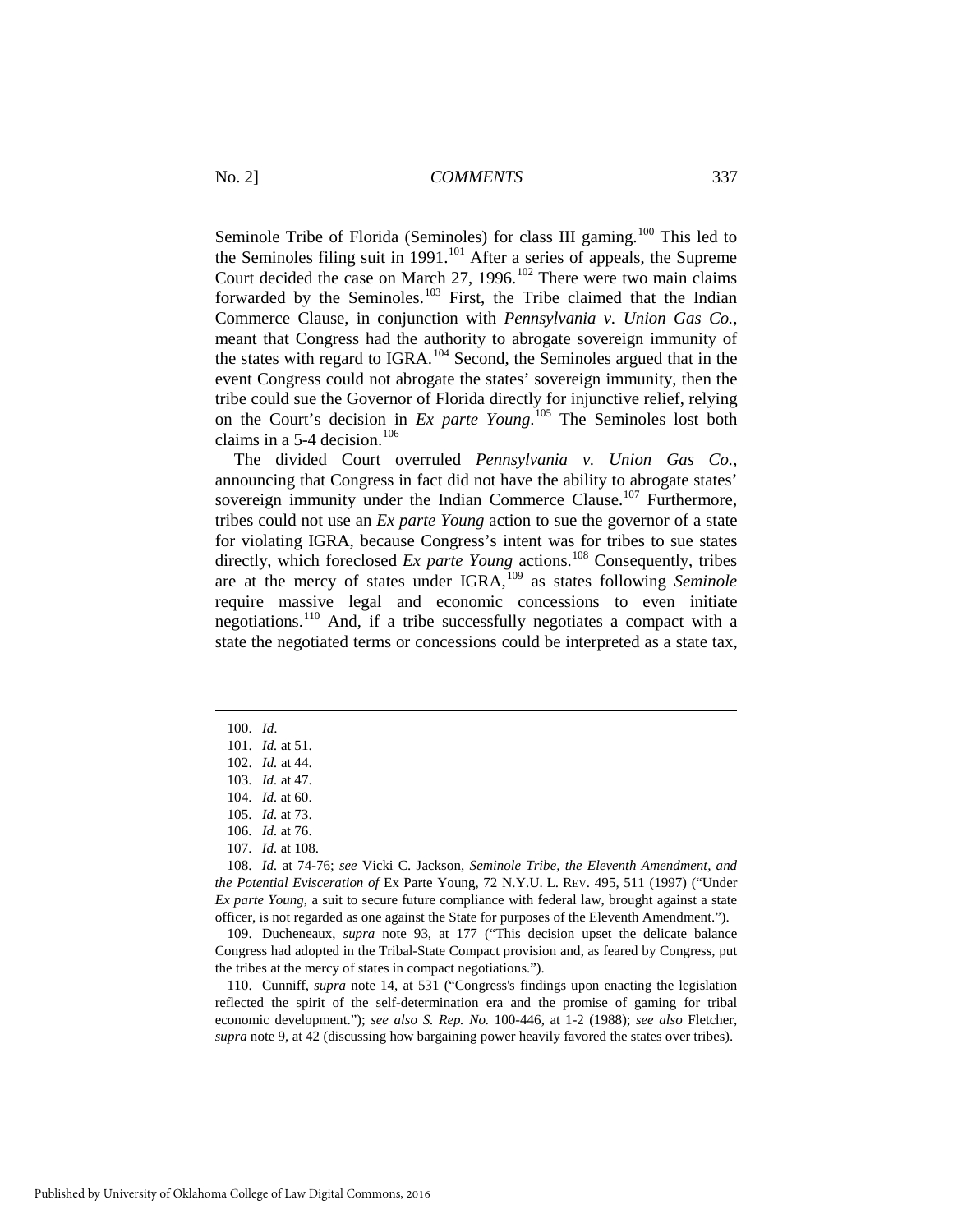Seminole Tribe of Florida (Seminoles) for class III gaming.[100] This led to the Seminoles filing suit in 1991.[101] After a series of appeals, the Supreme Court decided the case on March 27, 1996.[102] There were two main claims forwarded by the Seminoles.[103] First, the Tribe claimed that the Indian Commerce Clause, in conjunction with *Pennsylvania v. Union Gas Co.*, meant that Congress had the authority to abrogate sovereign immunity of the states with regard to IGRA.[104] Second, the Seminoles argued that in the event Congress could not abrogate the states' sovereign immunity, then the tribe could sue the Governor of Florida directly for injunctive relief, relying on the Court's decision in *Ex parte Young*.[105] The Seminoles lost both claims in a 5-4 decision.[106]

The divided Court overruled *Pennsylvania v. Union Gas Co.*, announcing that Congress in fact did not have the ability to abrogate states' sovereign immunity under the Indian Commerce Clause.[107] Furthermore, tribes could not use an *Ex parte Young* action to sue the governor of a state for violating IGRA, because Congress's intent was for tribes to sue states directly, which foreclosed *Ex parte Young* actions.[108] Consequently, tribes are at the mercy of states under IGRA,[109] as states following *Seminole* require massive legal and economic concessions to even initiate negotiations.[110] And, if a tribe successfully negotiates a compact with a state the negotiated terms or concessions could be interpreted as a state tax,

---

100. *Id*.

101. *Id.* at 51.

102. *Id.* at 44.

103. *Id.* at 47.

104. *Id.* at 60.

105. *Id.* at 73.

106. *Id.* at 76.

107. *Id.* at 108.

108. *Id.* at 74-76; *see* Vicki C. Jackson, *Seminole Tribe, the Eleventh Amendment, and the Potential Evisceration of* Ex Parte Young, 72 N.Y.U. L. REV. 495, 511 (1997) ("Under *Ex parte Young*, a suit to secure future compliance with federal law, brought against a state officer, is not regarded as one against the State for purposes of the Eleventh Amendment.").

109. Ducheneaux, *supra* note 93, at 177 ("This decision upset the delicate balance Congress had adopted in the Tribal-State Compact provision and, as feared by Congress, put the tribes at the mercy of states in compact negotiations.").

110. Cunniff, *supra* note 14, at 531 ("Congress's findings upon enacting the legislation reflected the spirit of the self-determination era and the promise of gaming for tribal economic development."); *see also S. Rep. No.* 100-446, at 1-2 (1988); *see also* Fletcher, *supra* note 9, at 42 (discussing how bargaining power heavily favored the states over tribes).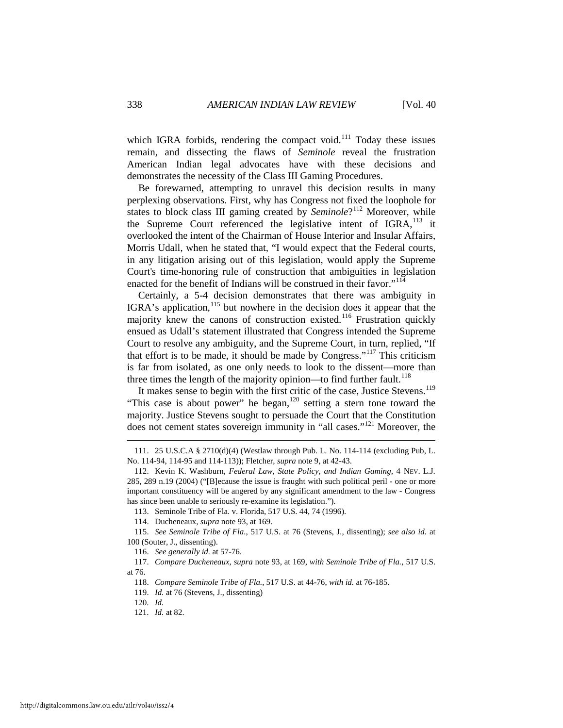which IGRA forbids, rendering the compact void.[111] Today these issues remain, and dissecting the flaws of *Seminole* reveal the frustration American Indian legal advocates have with these decisions and demonstrates the necessity of the Class III Gaming Procedures.

Be forewarned, attempting to unravel this decision results in many perplexing observations. First, why has Congress not fixed the loophole for states to block class III gaming created by *Seminole*?[112] Moreover, while the Supreme Court referenced the legislative intent of IGRA,[113] it overlooked the intent of the Chairman of House Interior and Insular Affairs, Morris Udall, when he stated that, "I would expect that the Federal courts, in any litigation arising out of this legislation, would apply the Supreme Court's time-honoring rule of construction that ambiguities in legislation enacted for the benefit of Indians will be construed in their favor."[114]

Certainly, a 5-4 decision demonstrates that there was ambiguity in IGRA's application,[115] but nowhere in the decision does it appear that the majority knew the canons of construction existed.[116] Frustration quickly ensued as Udall's statement illustrated that Congress intended the Supreme Court to resolve any ambiguity, and the Supreme Court, in turn, replied, "If that effort is to be made, it should be made by Congress."[117] This criticism is far from isolated, as one only needs to look to the dissent—more than three times the length of the majority opinion—to find further fault.[118]

It makes sense to begin with the first critic of the case, Justice Stevens.[119] "This case is about power" he began,[120] setting a stern tone toward the majority. Justice Stevens sought to persuade the Court that the Constitution does not cement states sovereign immunity in "all cases."[121] Moreover, the

---

111. 25 U.S.C.A § 2710(d)(4) (Westlaw through Pub. L. No. 114-114 (excluding Pub, L. No. 114-94, 114-95 and 114-113)); Fletcher, *supra* note 9, at 42-43.

112. Kevin K. Washburn, *Federal Law, State Policy, and Indian Gaming*, 4 NEV. L.J. 285, 289 n.19 (2004) ("[B]ecause the issue is fraught with such political peril - one or more important constituency will be angered by any significant amendment to the law - Congress has since been unable to seriously re-examine its legislation.").

113. Seminole Tribe of Fla. v. Florida, 517 U.S. 44, 74 (1996).

114. Ducheneaux, *supra* note 93, at 169.

115. *See Seminole Tribe of Fla.*, 517 U.S. at 76 (Stevens, J., dissenting); *see also id.* at 100 (Souter, J., dissenting).

116. *See generally id.* at 57-76.

117. *Compare Ducheneaux*, *supra* note 93, at 169, *with Seminole Tribe of Fla.*, 517 U.S. at 76.

118. *Compare Seminole Tribe of Fla.*, 517 U.S. at 44-76, *with id.* at 76-185.

119. *Id.* at 76 (Stevens, J., dissenting)

120. *Id.*

121. *Id.* at 82.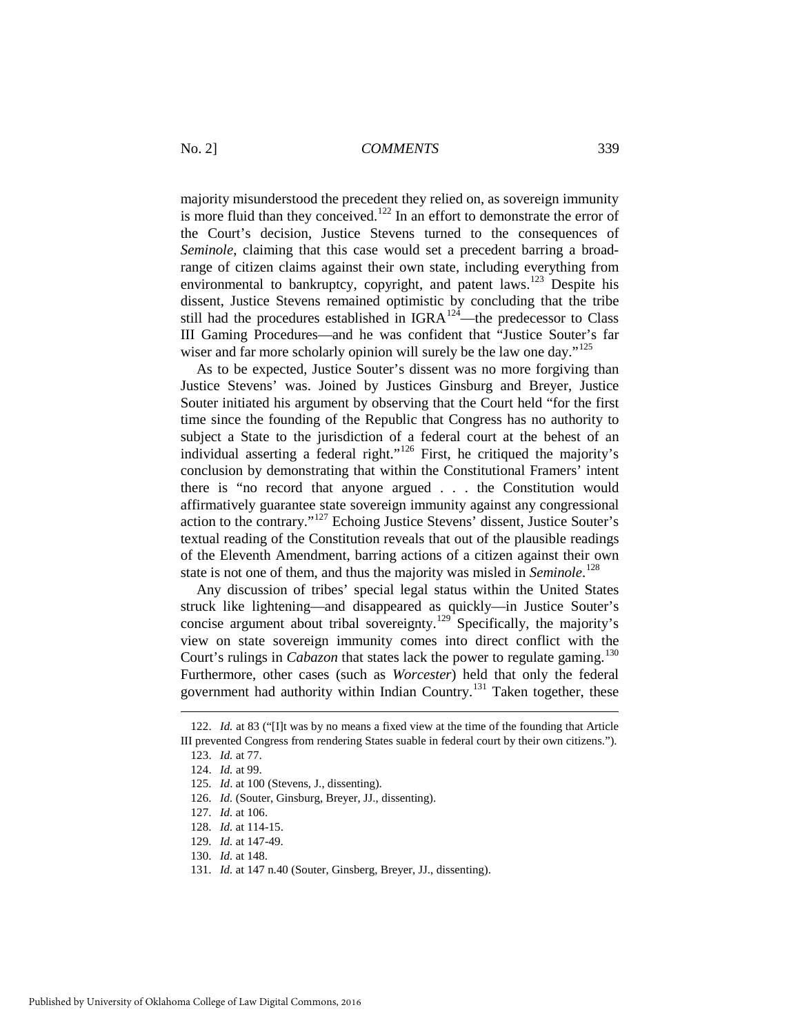majority misunderstood the precedent they relied on, as sovereign immunity is more fluid than they conceived.[122] In an effort to demonstrate the error of the Court's decision, Justice Stevens turned to the consequences of *Seminole*, claiming that this case would set a precedent barring a broad-range of citizen claims against their own state, including everything from environmental to bankruptcy, copyright, and patent laws.[123] Despite his dissent, Justice Stevens remained optimistic by concluding that the tribe still had the procedures established in IGRA[124]—the predecessor to Class III Gaming Procedures—and he was confident that "Justice Souter's far wiser and far more scholarly opinion will surely be the law one day."[125]

As to be expected, Justice Souter's dissent was no more forgiving than Justice Stevens' was. Joined by Justices Ginsburg and Breyer, Justice Souter initiated his argument by observing that the Court held "for the first time since the founding of the Republic that Congress has no authority to subject a State to the jurisdiction of a federal court at the behest of an individual asserting a federal right."[126] First, he critiqued the majority's conclusion by demonstrating that within the Constitutional Framers' intent there is "no record that anyone argued . . . the Constitution would affirmatively guarantee state sovereign immunity against any congressional action to the contrary."[127] Echoing Justice Stevens' dissent, Justice Souter's textual reading of the Constitution reveals that out of the plausible readings of the Eleventh Amendment, barring actions of a citizen against their own state is not one of them, and thus the majority was misled in *Seminole*.[128]

Any discussion of tribes' special legal status within the United States struck like lightening—and disappeared as quickly—in Justice Souter's concise argument about tribal sovereignty.[129] Specifically, the majority's view on state sovereign immunity comes into direct conflict with the Court's rulings in *Cabazon* that states lack the power to regulate gaming.[130] Furthermore, other cases (such as *Worcester*) held that only the federal government had authority within Indian Country.[131] Taken together, these

---

122. *Id.* at 83 ("[I]t was by no means a fixed view at the time of the founding that Article III prevented Congress from rendering States suable in federal court by their own citizens.").

123. *Id.* at 77.

124. *Id.* at 99.

125. *Id*. at 100 (Stevens, J., dissenting).

126. *Id.* (Souter, Ginsburg, Breyer, JJ., dissenting).

127. *Id.* at 106.

128. *Id.* at 114-15.

129. *Id.* at 147-49.

130. *Id.* at 148.

131. *Id.* at 147 n.40 (Souter, Ginsberg, Breyer, JJ., dissenting).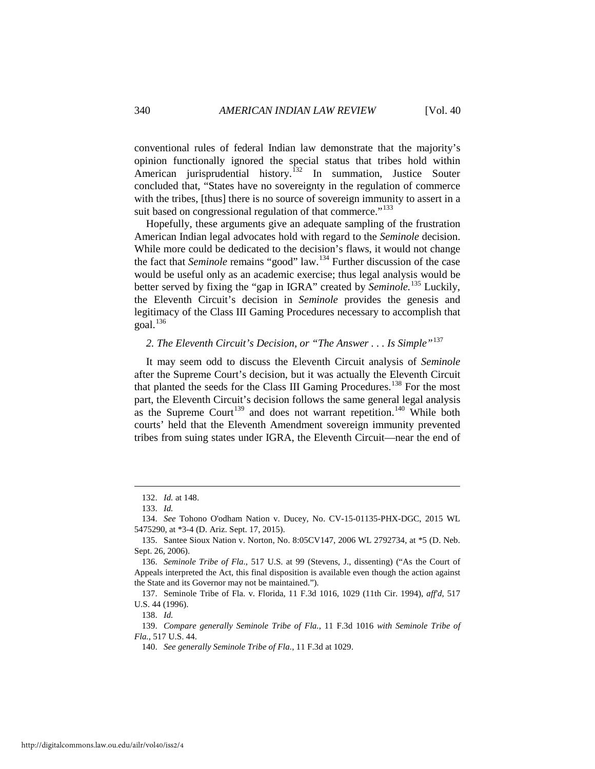conventional rules of federal Indian law demonstrate that the majority's opinion functionally ignored the special status that tribes hold within American jurisprudential history.[132] In summation, Justice Souter concluded that, "States have no sovereignty in the regulation of commerce with the tribes, [thus] there is no source of sovereign immunity to assert in a suit based on congressional regulation of that commerce."[133]

Hopefully, these arguments give an adequate sampling of the frustration American Indian legal advocates hold with regard to the *Seminole* decision. While more could be dedicated to the decision's flaws, it would not change the fact that *Seminole* remains "good" law.[134] Further discussion of the case would be useful only as an academic exercise; thus legal analysis would be better served by fixing the "gap in IGRA" created by *Seminole.*[135] Luckily, the Eleventh Circuit's decision in *Seminole* provides the genesis and legitimacy of the Class III Gaming Procedures necessary to accomplish that goal.[136]

### *2. The Eleventh Circuit's Decision, or "The Answer . . . Is Simple"*[137]

It may seem odd to discuss the Eleventh Circuit analysis of *Seminole* after the Supreme Court's decision, but it was actually the Eleventh Circuit that planted the seeds for the Class III Gaming Procedures.[138] For the most part, the Eleventh Circuit's decision follows the same general legal analysis as the Supreme Court[139] and does not warrant repetition.[140] While both courts' held that the Eleventh Amendment sovereign immunity prevented tribes from suing states under IGRA, the Eleventh Circuit—near the end of

---

132. *Id.* at 148.

133. *Id.*

134. *See* Tohono O'odham Nation v. Ducey, No. CV-15-01135-PHX-DGC, 2015 WL 5475290, at *3-4 (D. Ariz. Sept. 17, 2015).

135. Santee Sioux Nation v. Norton, No. 8:05CV147, 2006 WL 2792734, at *5 (D. Neb. Sept. 26, 2006).

136. *Seminole Tribe of Fla.*, 517 U.S. at 99 (Stevens, J., dissenting) ("As the Court of Appeals interpreted the Act, this final disposition is available even though the action against the State and its Governor may not be maintained.").

137. Seminole Tribe of Fla. v. Florida, 11 F.3d 1016, 1029 (11th Cir. 1994), *aff'd*, 517 U.S. 44 (1996).

138. *Id.*

139. *Compare generally Seminole Tribe of Fla.*, 11 F.3d 1016 *with Seminole Tribe of Fla.*, 517 U.S. 44.

140. *See generally Seminole Tribe of Fla.*, 11 F.3d at 1029.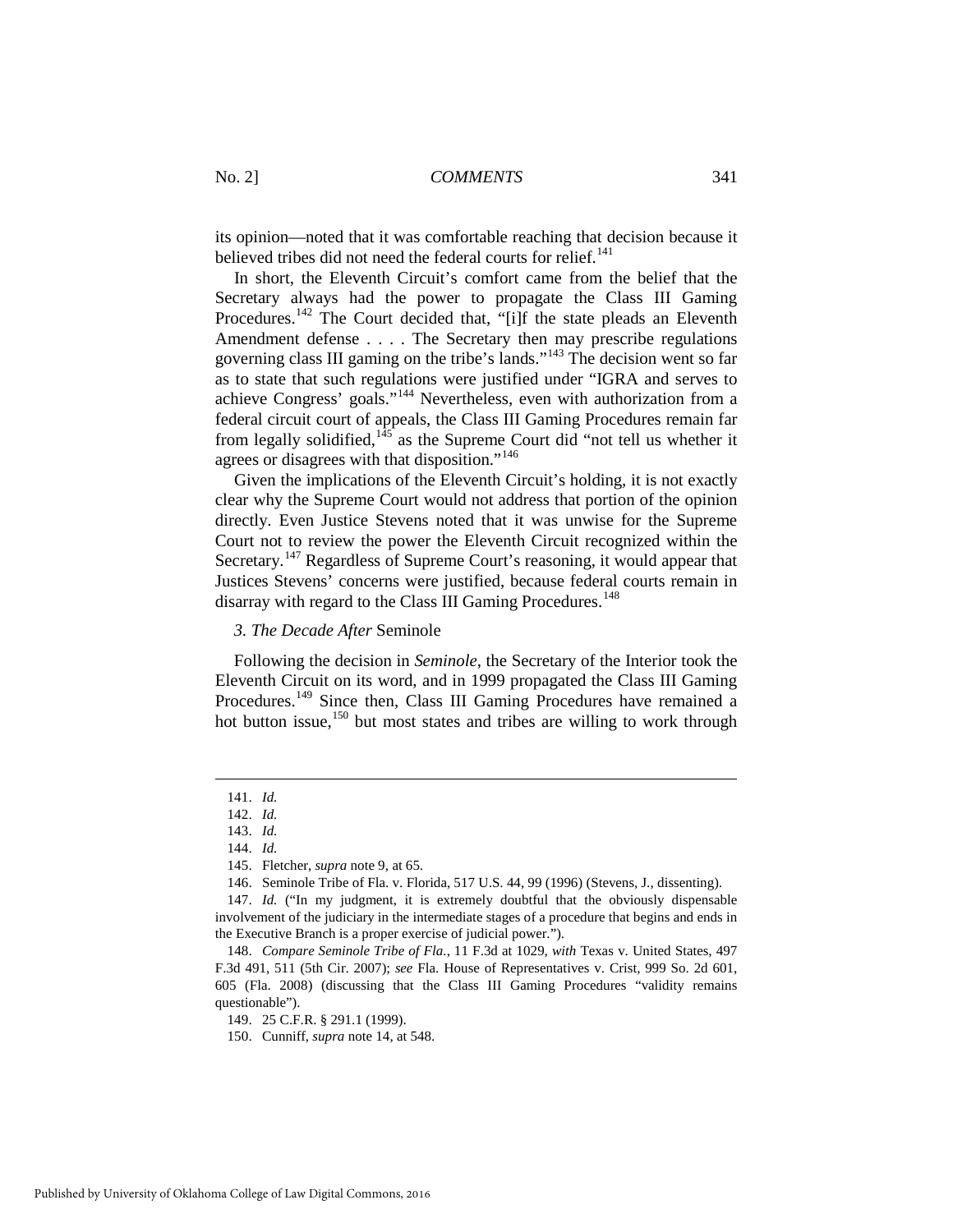its opinion—noted that it was comfortable reaching that decision because it believed tribes did not need the federal courts for relief.[141]

In short, the Eleventh Circuit's comfort came from the belief that the Secretary always had the power to propagate the Class III Gaming Procedures.[142] The Court decided that, "[i]f the state pleads an Eleventh Amendment defense . . . . The Secretary then may prescribe regulations governing class III gaming on the tribe's lands."[143] The decision went so far as to state that such regulations were justified under "IGRA and serves to achieve Congress' goals."[144] Nevertheless, even with authorization from a federal circuit court of appeals, the Class III Gaming Procedures remain far from legally solidified,[145] as the Supreme Court did "not tell us whether it agrees or disagrees with that disposition."[146]

Given the implications of the Eleventh Circuit's holding, it is not exactly clear why the Supreme Court would not address that portion of the opinion directly. Even Justice Stevens noted that it was unwise for the Supreme Court not to review the power the Eleventh Circuit recognized within the Secretary.[147] Regardless of Supreme Court's reasoning, it would appear that Justices Stevens' concerns were justified, because federal courts remain in disarray with regard to the Class III Gaming Procedures.[148]

### *3. The Decade After* Seminole

Following the decision in *Seminole*, the Secretary of the Interior took the Eleventh Circuit on its word, and in 1999 propagated the Class III Gaming Procedures.[149] Since then, Class III Gaming Procedures have remained a hot button issue,[150] but most states and tribes are willing to work through

---

141. *Id.*

142. *Id.*

143. *Id.*

144. *Id.*

145. Fletcher, *supra* note 9, at 65.

146. Seminole Tribe of Fla. v. Florida, 517 U.S. 44, 99 (1996) (Stevens, J., dissenting).

147. *Id.* ("In my judgment, it is extremely doubtful that the obviously dispensable involvement of the judiciary in the intermediate stages of a procedure that begins and ends in the Executive Branch is a proper exercise of judicial power.").

148. *Compare Seminole Tribe of Fla.*, 11 F.3d at 1029, *with* Texas v. United States, 497 F.3d 491, 511 (5th Cir. 2007); *see* Fla. House of Representatives v. Crist, 999 So. 2d 601, 605 (Fla. 2008) (discussing that the Class III Gaming Procedures "validity remains questionable").

149. 25 C.F.R. § 291.1 (1999).

150. Cunniff, *supra* note 14, at 548.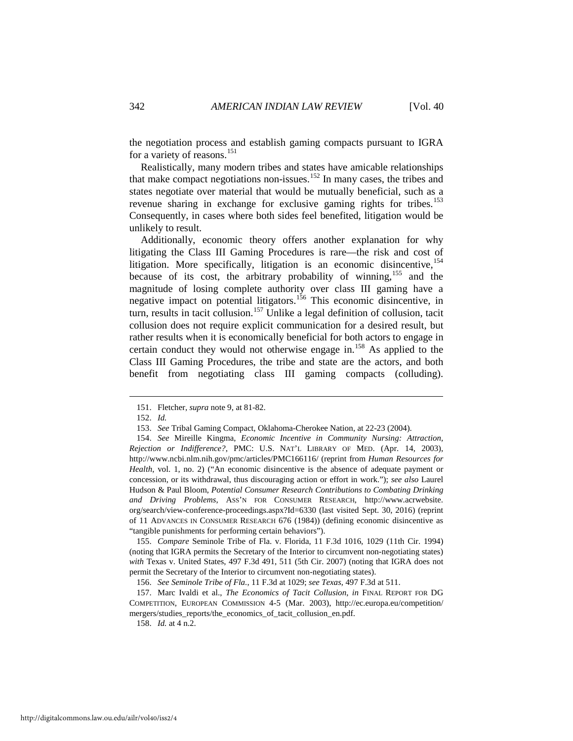the negotiation process and establish gaming compacts pursuant to IGRA for a variety of reasons.[151]

Realistically, many modern tribes and states have amicable relationships that make compact negotiations non-issues.[152] In many cases, the tribes and states negotiate over material that would be mutually beneficial, such as a revenue sharing in exchange for exclusive gaming rights for tribes.[153] Consequently, in cases where both sides feel benefited, litigation would be unlikely to result.

Additionally, economic theory offers another explanation for why litigating the Class III Gaming Procedures is rare—the risk and cost of litigation. More specifically, litigation is an economic disincentive,[154] because of its cost, the arbitrary probability of winning,[155] and the magnitude of losing complete authority over class III gaming have a negative impact on potential litigators.[156] This economic disincentive, in turn, results in tacit collusion.[157] Unlike a legal definition of collusion, tacit collusion does not require explicit communication for a desired result, but rather results when it is economically beneficial for both actors to engage in certain conduct they would not otherwise engage in.[158] As applied to the Class III Gaming Procedures, the tribe and state are the actors, and both benefit from negotiating class III gaming compacts (colluding).

---

151. Fletcher, *supra* note 9, at 81-82.

152. *Id.*

153. *See* Tribal Gaming Compact, Oklahoma-Cherokee Nation, at 22-23 (2004).

154. *See* Mireille Kingma, *Economic Incentive in Community Nursing: Attraction, Rejection or Indifference?*, PMC: U.S. NAT'L LIBRARY OF MED. (Apr. 14, 2003), http://www.ncbi.nlm.nih.gov/pmc/articles/PMC166116/ (reprint from *Human Resources for Health*, vol. 1, no. 2) ("An economic disincentive is the absence of adequate payment or concession, or its withdrawal, thus discouraging action or effort in work."); *see also* Laurel Hudson & Paul Bloom, *Potential Consumer Research Contributions to Combating Drinking and Driving Problems*, ASS'N FOR CONSUMER RESEARCH, http://www.acrwebsite.org/search/view-conference-proceedings.aspx?Id=6330 (last visited Sept. 30, 2016) (reprint of 11 ADVANCES IN CONSUMER RESEARCH 676 (1984)) (defining economic disincentive as "tangible punishments for performing certain behaviors").

155. *Compare* Seminole Tribe of Fla. v. Florida, 11 F.3d 1016, 1029 (11th Cir. 1994) (noting that IGRA permits the Secretary of the Interior to circumvent non-negotiating states) *with* Texas v. United States, 497 F.3d 491, 511 (5th Cir. 2007) (noting that IGRA does not permit the Secretary of the Interior to circumvent non-negotiating states).

156. *See Seminole Tribe of Fla.*, 11 F.3d at 1029; *see Texas*, 497 F.3d at 511.

157. Marc Ivaldi et al., *The Economics of Tacit Collusion*, *in* FINAL REPORT FOR DG COMPETITION, EUROPEAN COMMISSION 4-5 (Mar. 2003), http://ec.europa.eu/competition/mergers/studies_reports/the_economics_of_tacit_collusion_en.pdf.

158. *Id.* at 4 n.2.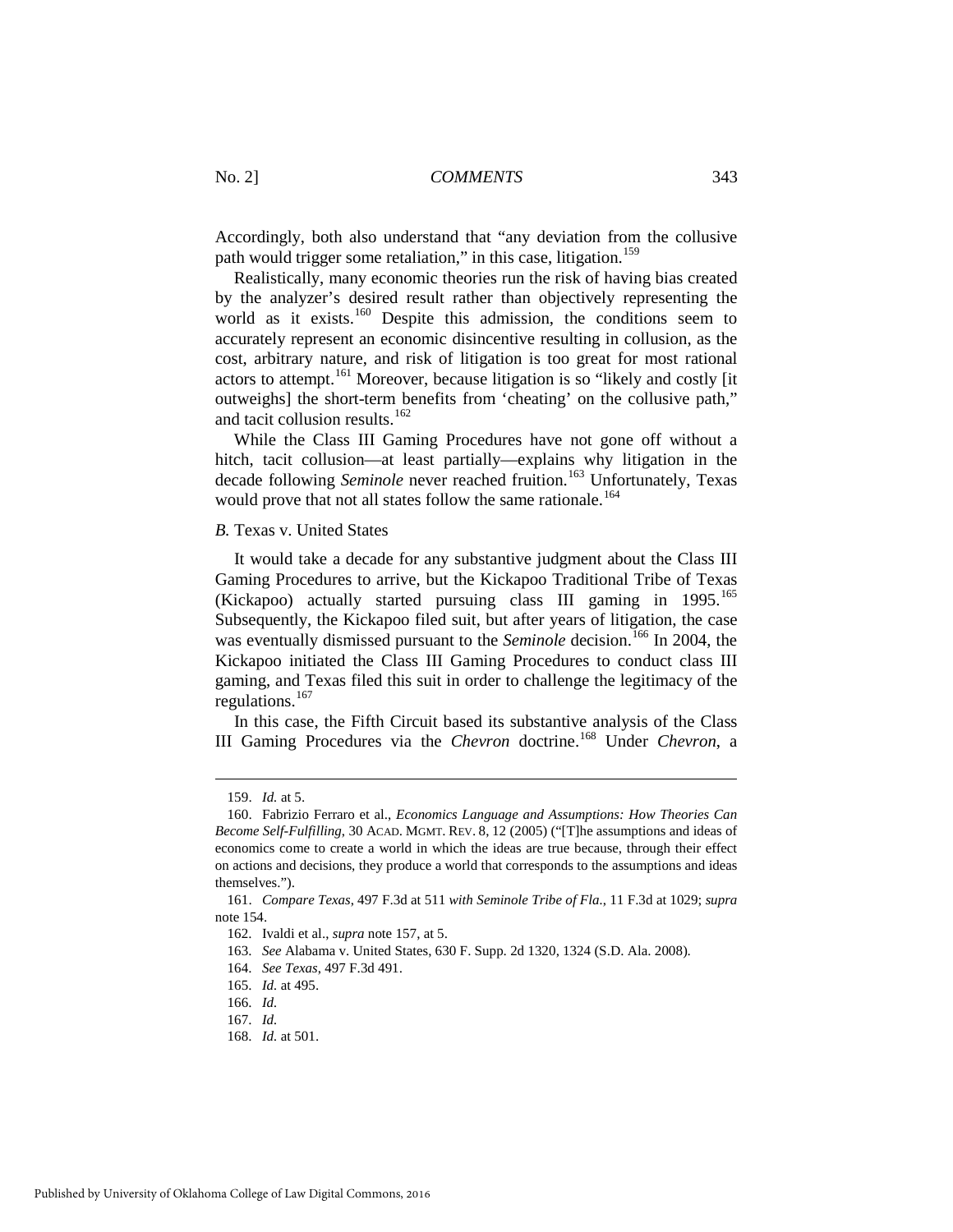Accordingly, both also understand that "any deviation from the collusive path would trigger some retaliation," in this case, litigation.[159]

Realistically, many economic theories run the risk of having bias created by the analyzer's desired result rather than objectively representing the world as it exists.[160] Despite this admission, the conditions seem to accurately represent an economic disincentive resulting in collusion, as the cost, arbitrary nature, and risk of litigation is too great for most rational actors to attempt.[161] Moreover, because litigation is so "likely and costly [it outweighs] the short-term benefits from 'cheating' on the collusive path," and tacit collusion results.[162]

While the Class III Gaming Procedures have not gone off without a hitch, tacit collusion—at least partially—explains why litigation in the decade following *Seminole* never reached fruition.[163] Unfortunately, Texas would prove that not all states follow the same rationale.[164]

### *B.* Texas v. United States

It would take a decade for any substantive judgment about the Class III Gaming Procedures to arrive, but the Kickapoo Traditional Tribe of Texas (Kickapoo) actually started pursuing class III gaming in 1995.[165] Subsequently, the Kickapoo filed suit, but after years of litigation, the case was eventually dismissed pursuant to the *Seminole* decision.[166] In 2004, the Kickapoo initiated the Class III Gaming Procedures to conduct class III gaming, and Texas filed this suit in order to challenge the legitimacy of the regulations.[167]

In this case, the Fifth Circuit based its substantive analysis of the Class III Gaming Procedures via the *Chevron* doctrine.[168] Under *Chevron*, a

---

159. *Id.* at 5.

160. Fabrizio Ferraro et al., *Economics Language and Assumptions: How Theories Can Become Self-Fulfilling*, 30 ACAD. MGMT. REV. 8, 12 (2005) ("[T]he assumptions and ideas of economics come to create a world in which the ideas are true because, through their effect on actions and decisions, they produce a world that corresponds to the assumptions and ideas themselves.").

161. *Compare Texas*, 497 F.3d at 511 *with Seminole Tribe of Fla.*, 11 F.3d at 1029; *supra* note 154.

162. Ivaldi et al., *supra* note 157, at 5.

163. *See* Alabama v. United States, 630 F. Supp. 2d 1320, 1324 (S.D. Ala. 2008).

164. *See Texas*, 497 F.3d 491.

165. *Id.* at 495.

166. *Id.*

167. *Id.*

168. *Id.* at 501.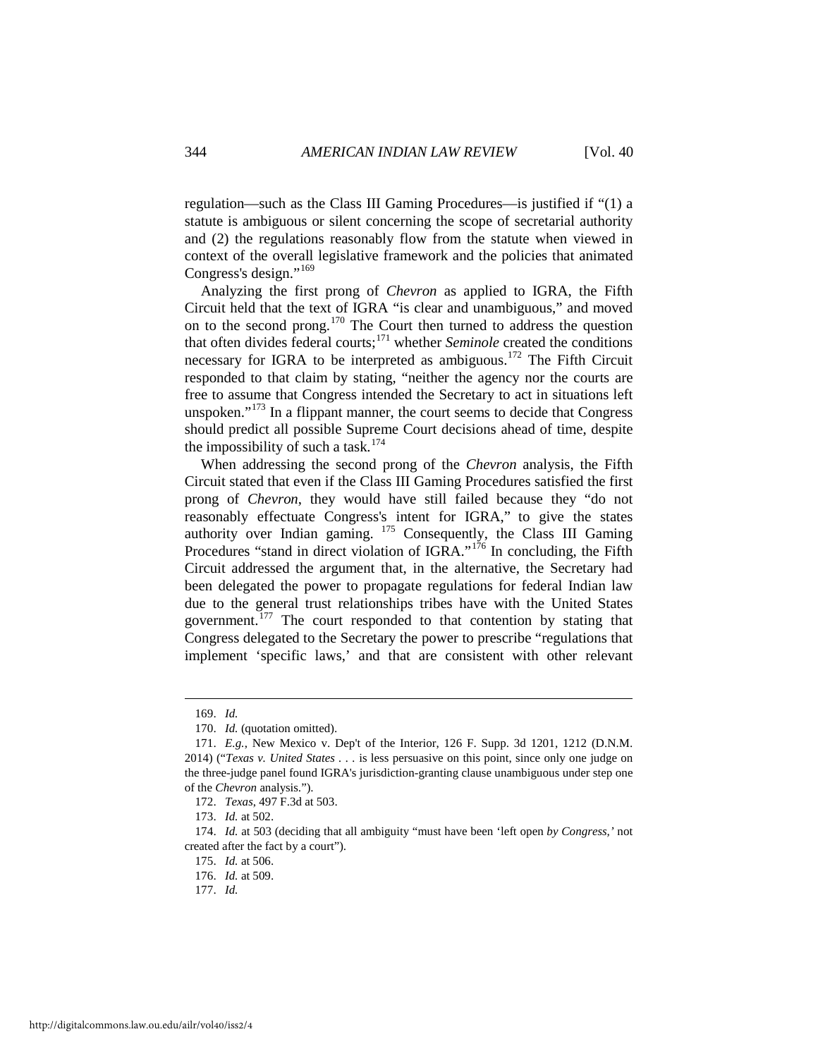regulation—such as the Class III Gaming Procedures—is justified if "(1) a statute is ambiguous or silent concerning the scope of secretarial authority and (2) the regulations reasonably flow from the statute when viewed in context of the overall legislative framework and the policies that animated Congress's design."[169]

Analyzing the first prong of *Chevron* as applied to IGRA, the Fifth Circuit held that the text of IGRA "is clear and unambiguous," and moved on to the second prong.[170] The Court then turned to address the question that often divides federal courts;[171] whether *Seminole* created the conditions necessary for IGRA to be interpreted as ambiguous.[172] The Fifth Circuit responded to that claim by stating, "neither the agency nor the courts are free to assume that Congress intended the Secretary to act in situations left unspoken."[173] In a flippant manner, the court seems to decide that Congress should predict all possible Supreme Court decisions ahead of time, despite the impossibility of such a task.[174]

When addressing the second prong of the *Chevron* analysis, the Fifth Circuit stated that even if the Class III Gaming Procedures satisfied the first prong of *Chevron*, they would have still failed because they "do not reasonably effectuate Congress's intent for IGRA," to give the states authority over Indian gaming. [175] Consequently, the Class III Gaming Procedures "stand in direct violation of IGRA."[176] In concluding, the Fifth Circuit addressed the argument that, in the alternative, the Secretary had been delegated the power to propagate regulations for federal Indian law due to the general trust relationships tribes have with the United States government.[177] The court responded to that contention by stating that Congress delegated to the Secretary the power to prescribe "regulations that implement 'specific laws,' and that are consistent with other relevant

---

169. *Id.*

170. *Id.* (quotation omitted).

171. *E.g.*, New Mexico v. Dep't of the Interior, 126 F. Supp. 3d 1201, 1212 (D.N.M. 2014) ("*Texas v. United States* . . . is less persuasive on this point, since only one judge on the three-judge panel found IGRA's jurisdiction-granting clause unambiguous under step one of the *Chevron* analysis.").

172. *Texas*, 497 F.3d at 503.

173. *Id.* at 502.

174. *Id.* at 503 (deciding that all ambiguity "must have been 'left open *by Congress*,' not created after the fact by a court").

175. *Id.* at 506.

176. *Id.* at 509.

177. *Id.*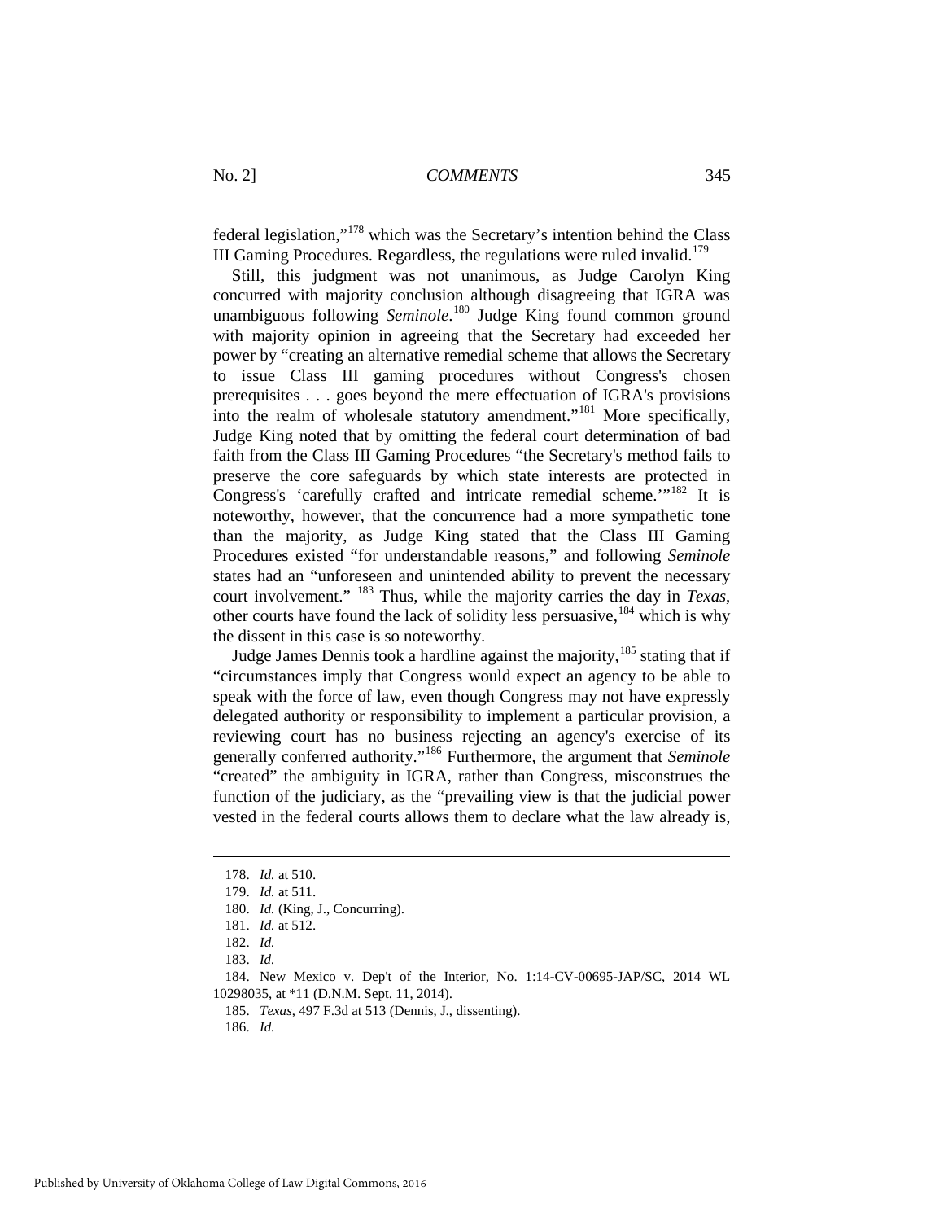federal legislation,"[178] which was the Secretary's intention behind the Class III Gaming Procedures. Regardless, the regulations were ruled invalid.[179]

Still, this judgment was not unanimous, as Judge Carolyn King concurred with majority conclusion although disagreeing that IGRA was unambiguous following *Seminole*.[180] Judge King found common ground with majority opinion in agreeing that the Secretary had exceeded her power by "creating an alternative remedial scheme that allows the Secretary to issue Class III gaming procedures without Congress's chosen prerequisites . . . goes beyond the mere effectuation of IGRA's provisions into the realm of wholesale statutory amendment."[181] More specifically, Judge King noted that by omitting the federal court determination of bad faith from the Class III Gaming Procedures "the Secretary's method fails to preserve the core safeguards by which state interests are protected in Congress's 'carefully crafted and intricate remedial scheme.'"[182] It is noteworthy, however, that the concurrence had a more sympathetic tone than the majority, as Judge King stated that the Class III Gaming Procedures existed "for understandable reasons," and following *Seminole* states had an "unforeseen and unintended ability to prevent the necessary court involvement." [183] Thus, while the majority carries the day in *Texas*, other courts have found the lack of solidity less persuasive,[184] which is why the dissent in this case is so noteworthy.

Judge James Dennis took a hardline against the majority,[185] stating that if "circumstances imply that Congress would expect an agency to be able to speak with the force of law, even though Congress may not have expressly delegated authority or responsibility to implement a particular provision, a reviewing court has no business rejecting an agency's exercise of its generally conferred authority."[186] Furthermore, the argument that *Seminole* "created" the ambiguity in IGRA, rather than Congress, misconstrues the function of the judiciary, as the "prevailing view is that the judicial power vested in the federal courts allows them to declare what the law already is,

---

178. *Id.* at 510.

179. *Id.* at 511.

180. *Id.* (King, J., Concurring).

181. *Id.* at 512.

182. *Id.*

183. *Id.*

184. New Mexico v. Dep't of the Interior, No. 1:14-CV-00695-JAP/SC, 2014 WL 10298035, at *11 (D.N.M. Sept. 11, 2014).

185. *Texas*, 497 F.3d at 513 (Dennis, J., dissenting).

186. *Id.*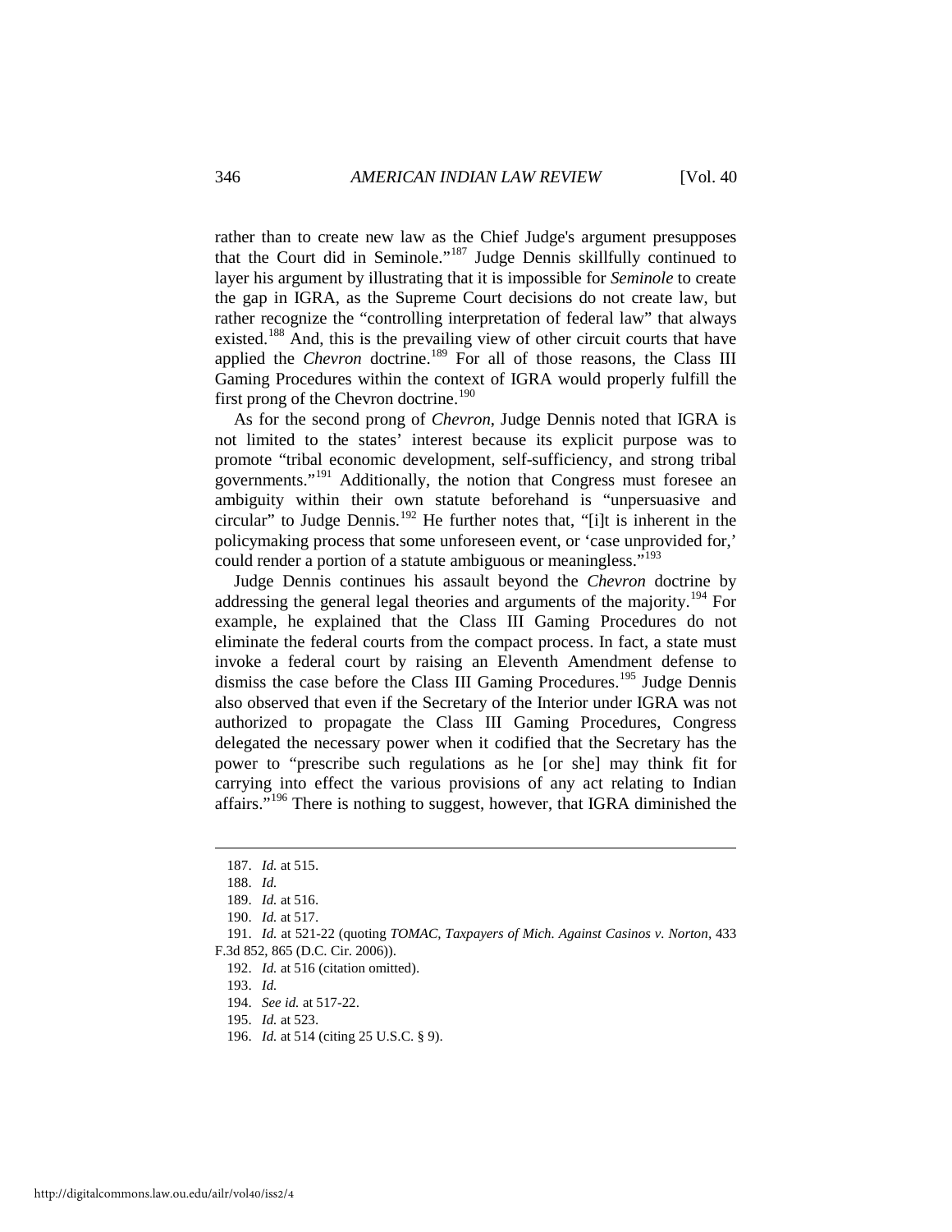rather than to create new law as the Chief Judge's argument presupposes that the Court did in Seminole."[187] Judge Dennis skillfully continued to layer his argument by illustrating that it is impossible for *Seminole* to create the gap in IGRA, as the Supreme Court decisions do not create law, but rather recognize the "controlling interpretation of federal law" that always existed.[188] And, this is the prevailing view of other circuit courts that have applied the *Chevron* doctrine.[189] For all of those reasons, the Class III Gaming Procedures within the context of IGRA would properly fulfill the first prong of the Chevron doctrine.[190]

As for the second prong of *Chevron*, Judge Dennis noted that IGRA is not limited to the states' interest because its explicit purpose was to promote "tribal economic development, self-sufficiency, and strong tribal governments."[191] Additionally, the notion that Congress must foresee an ambiguity within their own statute beforehand is "unpersuasive and circular" to Judge Dennis.[192] He further notes that, "[i]t is inherent in the policymaking process that some unforeseen event, or 'case unprovided for,' could render a portion of a statute ambiguous or meaningless."[193]

Judge Dennis continues his assault beyond the *Chevron* doctrine by addressing the general legal theories and arguments of the majority.[194] For example, he explained that the Class III Gaming Procedures do not eliminate the federal courts from the compact process. In fact, a state must invoke a federal court by raising an Eleventh Amendment defense to dismiss the case before the Class III Gaming Procedures.[195] Judge Dennis also observed that even if the Secretary of the Interior under IGRA was not authorized to propagate the Class III Gaming Procedures, Congress delegated the necessary power when it codified that the Secretary has the power to "prescribe such regulations as he [or she] may think fit for carrying into effect the various provisions of any act relating to Indian affairs."[196] There is nothing to suggest, however, that IGRA diminished the

---

187. *Id.* at 515.

188. *Id.*

189. *Id.* at 516.

190. *Id.* at 517.

191. *Id.* at 521-22 (quoting *TOMAC, Taxpayers of Mich. Against Casinos v. Norton*, 433 F.3d 852, 865 (D.C. Cir. 2006)).

192. *Id.* at 516 (citation omitted).

193. *Id.*

194. *See id.* at 517-22.

195. *Id.* at 523.

196. *Id.* at 514 (citing 25 U.S.C. § 9).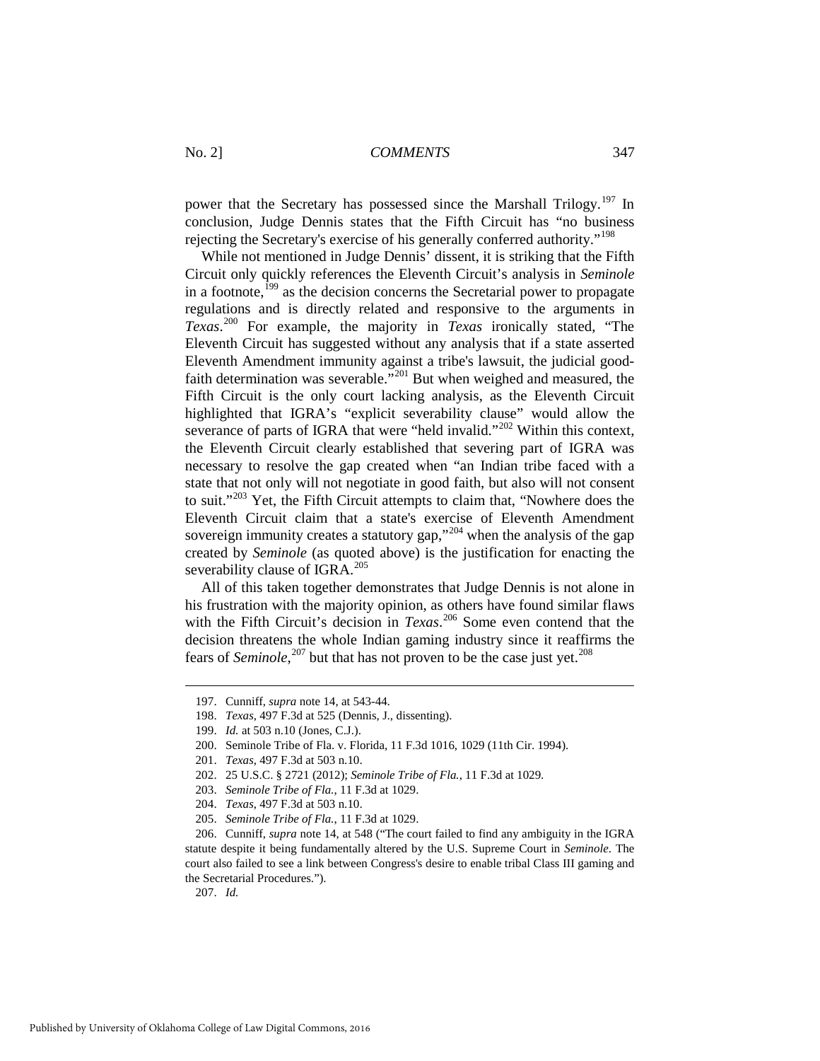power that the Secretary has possessed since the Marshall Trilogy.[197] In conclusion, Judge Dennis states that the Fifth Circuit has "no business rejecting the Secretary's exercise of his generally conferred authority."[198]

While not mentioned in Judge Dennis' dissent, it is striking that the Fifth Circuit only quickly references the Eleventh Circuit's analysis in *Seminole* in a footnote,[199] as the decision concerns the Secretarial power to propagate regulations and is directly related and responsive to the arguments in *Texas*.[200] For example, the majority in *Texas* ironically stated, "The Eleventh Circuit has suggested without any analysis that if a state asserted Eleventh Amendment immunity against a tribe's lawsuit, the judicial good-faith determination was severable."[201] But when weighed and measured, the Fifth Circuit is the only court lacking analysis, as the Eleventh Circuit highlighted that IGRA's "explicit severability clause" would allow the severance of parts of IGRA that were "held invalid."[202] Within this context, the Eleventh Circuit clearly established that severing part of IGRA was necessary to resolve the gap created when "an Indian tribe faced with a state that not only will not negotiate in good faith, but also will not consent to suit."[203] Yet, the Fifth Circuit attempts to claim that, "Nowhere does the Eleventh Circuit claim that a state's exercise of Eleventh Amendment sovereign immunity creates a statutory gap,"[204] when the analysis of the gap created by *Seminole* (as quoted above) is the justification for enacting the severability clause of IGRA.[205]

All of this taken together demonstrates that Judge Dennis is not alone in his frustration with the majority opinion, as others have found similar flaws with the Fifth Circuit's decision in *Texas*.[206] Some even contend that the decision threatens the whole Indian gaming industry since it reaffirms the fears of *Seminole*,[207] but that has not proven to be the case just yet.[208]

---

197. Cunniff, *supra* note 14, at 543-44.

198. *Texas*, 497 F.3d at 525 (Dennis, J., dissenting).

199. *Id.* at 503 n.10 (Jones, C.J.).

200. Seminole Tribe of Fla. v. Florida, 11 F.3d 1016, 1029 (11th Cir. 1994).

201. *Texas*, 497 F.3d at 503 n.10.

202. 25 U.S.C. § 2721 (2012); *Seminole Tribe of Fla.*, 11 F.3d at 1029.

203. *Seminole Tribe of Fla.*, 11 F.3d at 1029.

204. *Texas*, 497 F.3d at 503 n.10.

205. *Seminole Tribe of Fla.*, 11 F.3d at 1029.

206. Cunniff, *supra* note 14, at 548 ("The court failed to find any ambiguity in the IGRA statute despite it being fundamentally altered by the U.S. Supreme Court in *Seminole*. The court also failed to see a link between Congress's desire to enable tribal Class III gaming and the Secretarial Procedures.").

207. *Id.*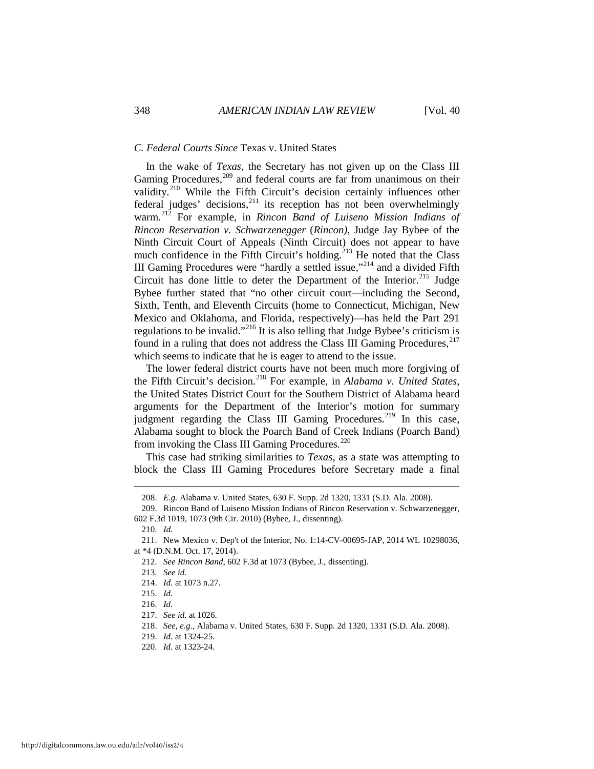### *C. Federal Courts Since* Texas v. United States

In the wake of *Texas*, the Secretary has not given up on the Class III Gaming Procedures,[209] and federal courts are far from unanimous on their validity.[210] While the Fifth Circuit's decision certainly influences other federal judges' decisions,[211] its reception has not been overwhelmingly warm.[212] For example, in *Rincon Band of Luiseno Mission Indians of Rincon Reservation v. Schwarzenegger* (*Rincon)*, Judge Jay Bybee of the Ninth Circuit Court of Appeals (Ninth Circuit) does not appear to have much confidence in the Fifth Circuit's holding.[213] He noted that the Class III Gaming Procedures were "hardly a settled issue,"[214] and a divided Fifth Circuit has done little to deter the Department of the Interior.[215] Judge Bybee further stated that "no other circuit court—including the Second, Sixth, Tenth, and Eleventh Circuits (home to Connecticut, Michigan, New Mexico and Oklahoma, and Florida, respectively)—has held the Part 291 regulations to be invalid."[216] It is also telling that Judge Bybee's criticism is found in a ruling that does not address the Class III Gaming Procedures,[217] which seems to indicate that he is eager to attend to the issue.

The lower federal district courts have not been much more forgiving of the Fifth Circuit's decision.[218] For example, in *Alabama v. United States*, the United States District Court for the Southern District of Alabama heard arguments for the Department of the Interior's motion for summary judgment regarding the Class III Gaming Procedures.[219] In this case, Alabama sought to block the Poarch Band of Creek Indians (Poarch Band) from invoking the Class III Gaming Procedures.[220]

This case had striking similarities to *Texas*, as a state was attempting to block the Class III Gaming Procedures before Secretary made a final

---

208. *E.g.* Alabama v. United States, 630 F. Supp. 2d 1320, 1331 (S.D. Ala. 2008).

209. Rincon Band of Luiseno Mission Indians of Rincon Reservation v. Schwarzenegger, 602 F.3d 1019, 1073 (9th Cir. 2010) (Bybee, J., dissenting).

210. *Id.*

211. New Mexico v. Dep't of the Interior, No. 1:14-CV-00695-JAP, 2014 WL 10298036, at *4 (D.N.M. Oct. 17, 2014).

212. *See Rincon Band*, 602 F.3d at 1073 (Bybee, J., dissenting).

213. *See id.*

214. *Id.* at 1073 n.27.

215. *Id.*

216. *Id.*

217. *See id.* at 1026.

218. *See, e.g.*, Alabama v. United States, 630 F. Supp. 2d 1320, 1331 (S.D. Ala. 2008).

219. *Id.* at 1324-25.

220. *Id.* at 1323-24.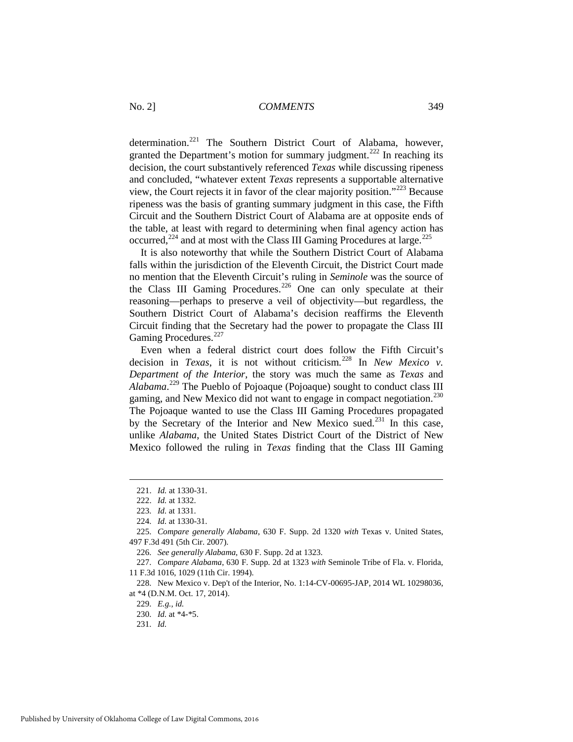determination.[221] The Southern District Court of Alabama, however, granted the Department's motion for summary judgment.[222] In reaching its decision, the court substantively referenced *Texas* while discussing ripeness and concluded, "whatever extent *Texas* represents a supportable alternative view, the Court rejects it in favor of the clear majority position."[223] Because ripeness was the basis of granting summary judgment in this case, the Fifth Circuit and the Southern District Court of Alabama are at opposite ends of the table, at least with regard to determining when final agency action has occurred,[224] and at most with the Class III Gaming Procedures at large.[225]

It is also noteworthy that while the Southern District Court of Alabama falls within the jurisdiction of the Eleventh Circuit, the District Court made no mention that the Eleventh Circuit's ruling in *Seminole* was the source of the Class III Gaming Procedures.[226] One can only speculate at their reasoning—perhaps to preserve a veil of objectivity—but regardless, the Southern District Court of Alabama's decision reaffirms the Eleventh Circuit finding that the Secretary had the power to propagate the Class III Gaming Procedures.[227]

Even when a federal district court does follow the Fifth Circuit's decision in *Texas*, it is not without criticism.[228] In *New Mexico v. Department of the Interior*, the story was much the same as *Texas* and *Alabama*.[229] The Pueblo of Pojoaque (Pojoaque) sought to conduct class III gaming, and New Mexico did not want to engage in compact negotiation.[230] The Pojoaque wanted to use the Class III Gaming Procedures propagated by the Secretary of the Interior and New Mexico sued.[231] In this case, unlike *Alabama*, the United States District Court of the District of New Mexico followed the ruling in *Texas* finding that the Class III Gaming

---

221. *Id.* at 1330-31.

222. *Id.* at 1332.

223. *Id.* at 1331.

224. *Id.* at 1330-31.

225. *Compare generally Alabama*, 630 F. Supp. 2d 1320 *with* Texas v. United States, 497 F.3d 491 (5th Cir. 2007).

226. *See generally Alabama*, 630 F. Supp. 2d at 1323.

227. *Compare Alabama*, 630 F. Supp. 2d at 1323 *with* Seminole Tribe of Fla. v. Florida, 11 F.3d 1016, 1029 (11th Cir. 1994).

228. New Mexico v. Dep't of the Interior, No. 1:14-CV-00695-JAP, 2014 WL 10298036, at *4 (D.N.M. Oct. 17, 2014).

229. *E.g.*, *id.*

230. *Id.* at *4-*5.

231. *Id.*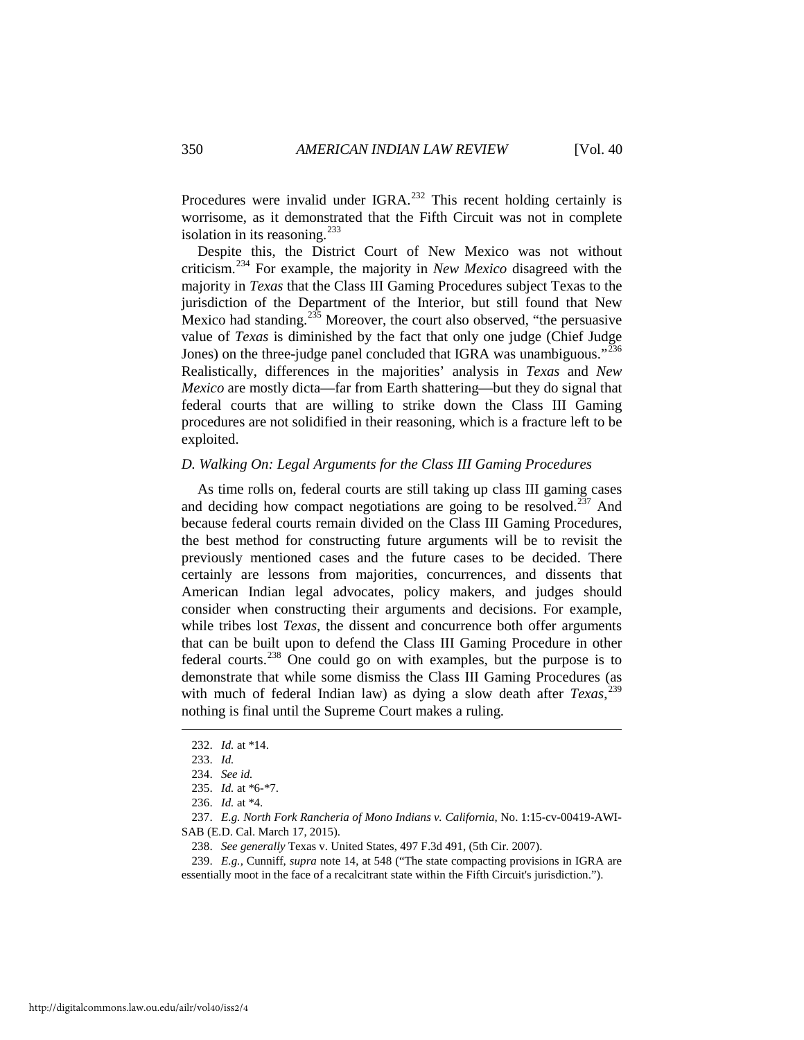Procedures were invalid under IGRA.[232] This recent holding certainly is worrisome, as it demonstrated that the Fifth Circuit was not in complete isolation in its reasoning.[233]

Despite this, the District Court of New Mexico was not without criticism.[234] For example, the majority in *New Mexico* disagreed with the majority in *Texas* that the Class III Gaming Procedures subject Texas to the jurisdiction of the Department of the Interior, but still found that New Mexico had standing.[235] Moreover, the court also observed, "the persuasive value of *Texas* is diminished by the fact that only one judge (Chief Judge Jones) on the three-judge panel concluded that IGRA was unambiguous."[236] Realistically, differences in the majorities' analysis in *Texas* and *New Mexico* are mostly dicta—far from Earth shattering—but they do signal that federal courts that are willing to strike down the Class III Gaming procedures are not solidified in their reasoning, which is a fracture left to be exploited.

### *D. Walking On: Legal Arguments for the Class III Gaming Procedures*

As time rolls on, federal courts are still taking up class III gaming cases and deciding how compact negotiations are going to be resolved.[237] And because federal courts remain divided on the Class III Gaming Procedures, the best method for constructing future arguments will be to revisit the previously mentioned cases and the future cases to be decided. There certainly are lessons from majorities, concurrences, and dissents that American Indian legal advocates, policy makers, and judges should consider when constructing their arguments and decisions. For example, while tribes lost *Texas*, the dissent and concurrence both offer arguments that can be built upon to defend the Class III Gaming Procedure in other federal courts.[238] One could go on with examples, but the purpose is to demonstrate that while some dismiss the Class III Gaming Procedures (as with much of federal Indian law) as dying a slow death after *Texas*,[239] nothing is final until the Supreme Court makes a ruling.

---

232. *Id.* at *14.

233. *Id.*

234. *See id.*

235. *Id.* at *6-*7.

236. *Id.* at *4.

237. *E.g. North Fork Rancheria of Mono Indians v. California*, No. 1:15-cv-00419-AWI-SAB (E.D. Cal. March 17, 2015).

238. *See generally* Texas v. United States, 497 F.3d 491, (5th Cir. 2007).

239. *E.g.*, Cunniff, *supra* note 14, at 548 ("The state compacting provisions in IGRA are essentially moot in the face of a recalcitrant state within the Fifth Circuit's jurisdiction.").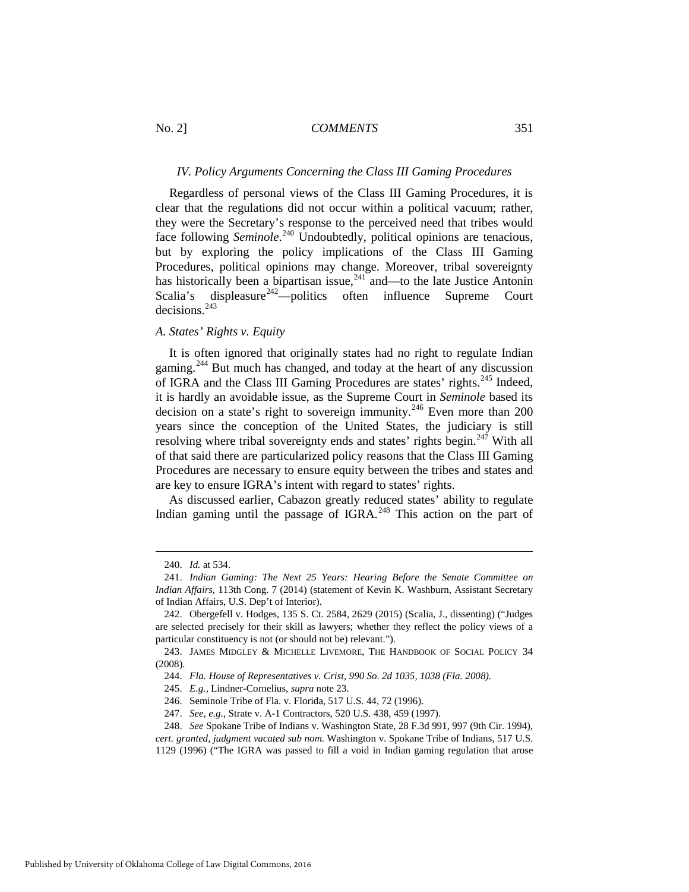### *IV. Policy Arguments Concerning the Class III Gaming Procedures*

Regardless of personal views of the Class III Gaming Procedures, it is clear that the regulations did not occur within a political vacuum; rather, they were the Secretary's response to the perceived need that tribes would face following *Seminole*.[240] Undoubtedly, political opinions are tenacious, but by exploring the policy implications of the Class III Gaming Procedures, political opinions may change. Moreover, tribal sovereignty has historically been a bipartisan issue,[241] and—to the late Justice Antonin Scalia's displeasure[242]—politics often influence Supreme Court decisions.[243]

#### *A. States' Rights v. Equity*

It is often ignored that originally states had no right to regulate Indian gaming.[244] But much has changed, and today at the heart of any discussion of IGRA and the Class III Gaming Procedures are states' rights.[245] Indeed, it is hardly an avoidable issue, as the Supreme Court in *Seminole* based its decision on a state's right to sovereign immunity.[246] Even more than 200 years since the conception of the United States, the judiciary is still resolving where tribal sovereignty ends and states' rights begin.[247] With all of that said there are particularized policy reasons that the Class III Gaming Procedures are necessary to ensure equity between the tribes and states and are key to ensure IGRA's intent with regard to states' rights.

As discussed earlier, Cabazon greatly reduced states' ability to regulate Indian gaming until the passage of IGRA.[248] This action on the part of

---

240. *Id.* at 534.

241. *Indian Gaming: The Next 25 Years: Hearing Before the Senate Committee on Indian Affairs*, 113th Cong. 7 (2014) (statement of Kevin K. Washburn, Assistant Secretary of Indian Affairs, U.S. Dep't of Interior).

242. Obergefell v. Hodges, 135 S. Ct. 2584, 2629 (2015) (Scalia, J., dissenting) ("Judges are selected precisely for their skill as lawyers; whether they reflect the policy views of a particular constituency is not (or should not be) relevant.").

243. JAMES MIDGLEY & MICHELLE LIVEMORE, THE HANDBOOK OF SOCIAL POLICY 34 (2008).

244. *Fla. House of Representatives v. Crist, 990 So. 2d 1035, 1038 (Fla. 2008).*

245. *E.g.*, Lindner-Cornelius, *supra* note 23.

246. Seminole Tribe of Fla. v. Florida, 517 U.S. 44, 72 (1996).

247. *See, e.g.*, Strate v. A-1 Contractors, 520 U.S. 438, 459 (1997).

248. *See* Spokane Tribe of Indians v. Washington State, 28 F.3d 991, 997 (9th Cir. 1994), *cert. granted, judgment vacated sub nom.* Washington v. Spokane Tribe of Indians, 517 U.S. 1129 (1996) ("The IGRA was passed to fill a void in Indian gaming regulation that arose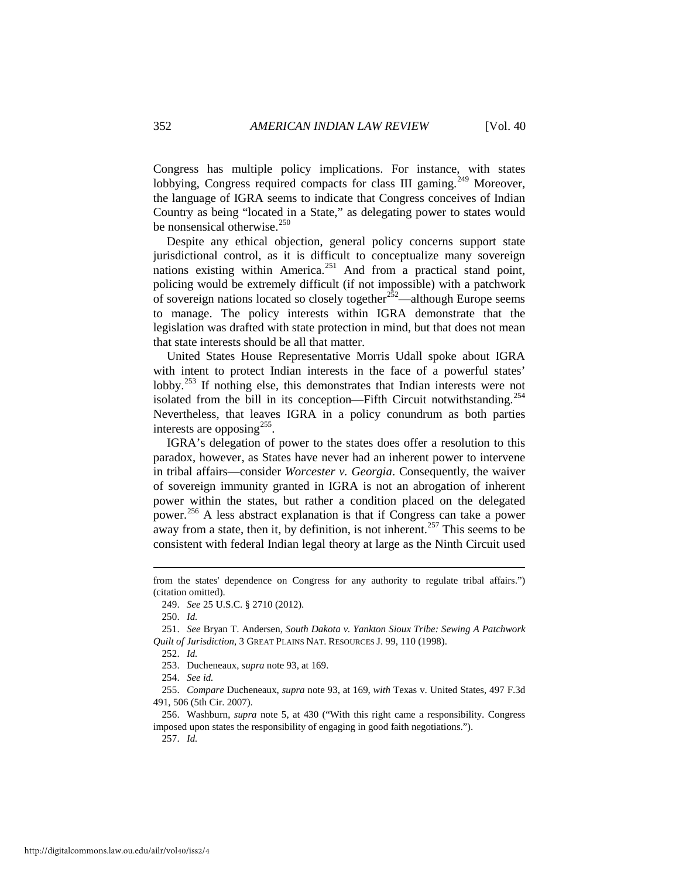Congress has multiple policy implications. For instance, with states lobbying, Congress required compacts for class III gaming.[249] Moreover, the language of IGRA seems to indicate that Congress conceives of Indian Country as being "located in a State," as delegating power to states would be nonsensical otherwise.[250]

Despite any ethical objection, general policy concerns support state jurisdictional control, as it is difficult to conceptualize many sovereign nations existing within America.[251] And from a practical stand point, policing would be extremely difficult (if not impossible) with a patchwork of sovereign nations located so closely together[252]—although Europe seems to manage. The policy interests within IGRA demonstrate that the legislation was drafted with state protection in mind, but that does not mean that state interests should be all that matter.

United States House Representative Morris Udall spoke about IGRA with intent to protect Indian interests in the face of a powerful states' lobby.[253] If nothing else, this demonstrates that Indian interests were not isolated from the bill in its conception—Fifth Circuit notwithstanding.[254] Nevertheless, that leaves IGRA in a policy conundrum as both parties interests are opposing[255].

IGRA's delegation of power to the states does offer a resolution to this paradox, however, as States have never had an inherent power to intervene in tribal affairs—consider *Worcester v. Georgia*. Consequently, the waiver of sovereign immunity granted in IGRA is not an abrogation of inherent power within the states, but rather a condition placed on the delegated power.[256] A less abstract explanation is that if Congress can take a power away from a state, then it, by definition, is not inherent.[257] This seems to be consistent with federal Indian legal theory at large as the Ninth Circuit used

---

from the states' dependence on Congress for any authority to regulate tribal affairs.") (citation omitted).

249. *See* 25 U.S.C. § 2710 (2012).

250. *Id.*

251. *See* Bryan T. Andersen, *South Dakota v. Yankton Sioux Tribe: Sewing A Patchwork Quilt of Jurisdiction*, 3 GREAT PLAINS NAT. RESOURCES J. 99, 110 (1998).

252. *Id.*

253. Ducheneaux, *supra* note 93, at 169.

254. *See id.*

255. *Compare* Ducheneaux, *supra* note 93, at 169, *with* Texas v. United States, 497 F.3d 491, 506 (5th Cir. 2007).

256. Washburn, *supra* note 5, at 430 ("With this right came a responsibility. Congress imposed upon states the responsibility of engaging in good faith negotiations.").

257. *Id.*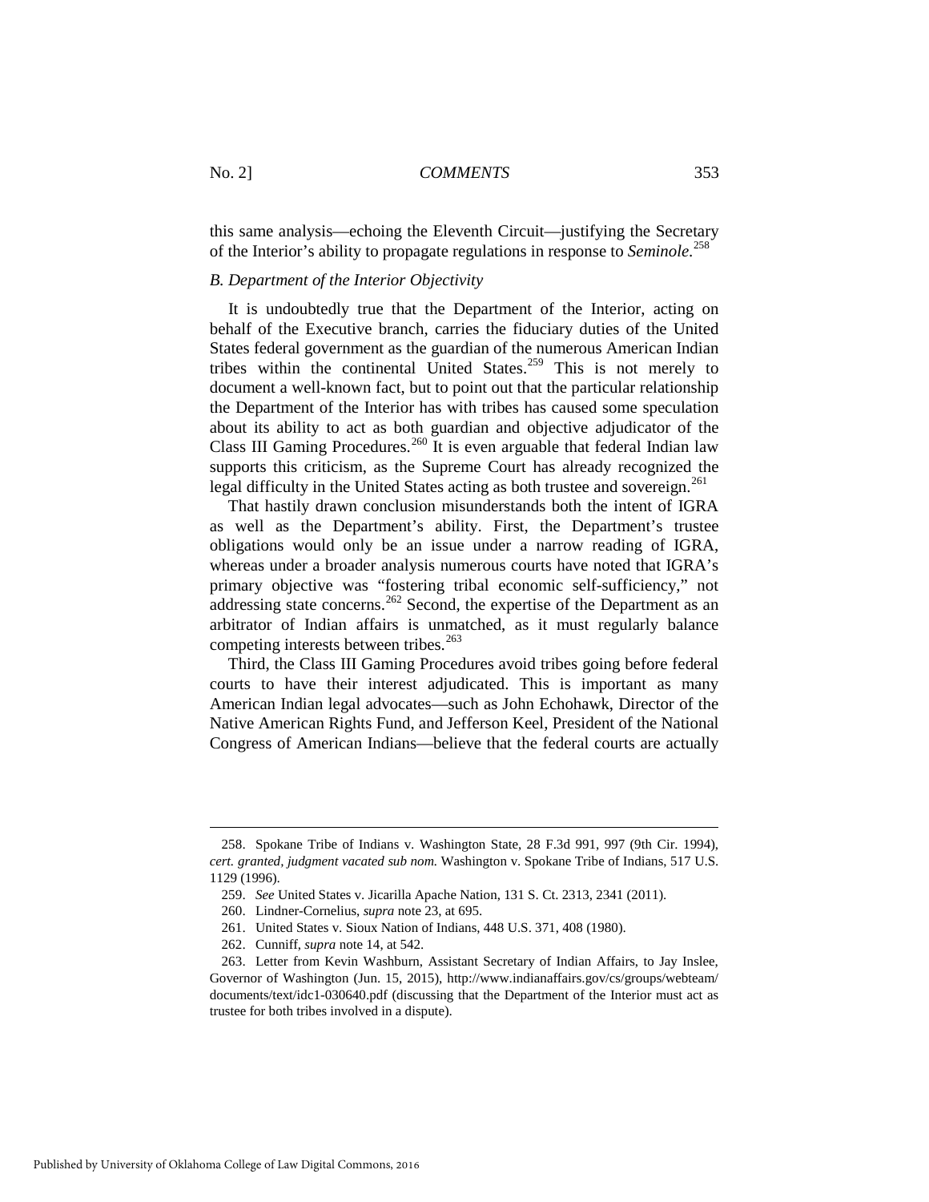this same analysis—echoing the Eleventh Circuit—justifying the Secretary of the Interior's ability to propagate regulations in response to *Seminole*.[258]

### *B. Department of the Interior Objectivity*

It is undoubtedly true that the Department of the Interior, acting on behalf of the Executive branch, carries the fiduciary duties of the United States federal government as the guardian of the numerous American Indian tribes within the continental United States.[259] This is not merely to document a well-known fact, but to point out that the particular relationship the Department of the Interior has with tribes has caused some speculation about its ability to act as both guardian and objective adjudicator of the Class III Gaming Procedures.[260] It is even arguable that federal Indian law supports this criticism, as the Supreme Court has already recognized the legal difficulty in the United States acting as both trustee and sovereign.[261]

That hastily drawn conclusion misunderstands both the intent of IGRA as well as the Department's ability. First, the Department's trustee obligations would only be an issue under a narrow reading of IGRA, whereas under a broader analysis numerous courts have noted that IGRA's primary objective was "fostering tribal economic self-sufficiency," not addressing state concerns.[262] Second, the expertise of the Department as an arbitrator of Indian affairs is unmatched, as it must regularly balance competing interests between tribes.[263]

Third, the Class III Gaming Procedures avoid tribes going before federal courts to have their interest adjudicated. This is important as many American Indian legal advocates—such as John Echohawk, Director of the Native American Rights Fund, and Jefferson Keel, President of the National Congress of American Indians—believe that the federal courts are actually

---

258. Spokane Tribe of Indians v. Washington State, 28 F.3d 991, 997 (9th Cir. 1994), *cert. granted, judgment vacated sub nom.* Washington v. Spokane Tribe of Indians, 517 U.S. 1129 (1996).

259. *See* United States v. Jicarilla Apache Nation, 131 S. Ct. 2313, 2341 (2011).

260. Lindner-Cornelius, *supra* note 23, at 695.

261. United States v. Sioux Nation of Indians, 448 U.S. 371, 408 (1980).

262. Cunniff, *supra* note 14, at 542.

263. Letter from Kevin Washburn, Assistant Secretary of Indian Affairs, to Jay Inslee, Governor of Washington (Jun. 15, 2015), http://www.indianaffairs.gov/cs/groups/webteam/documents/text/idc1-030640.pdf (discussing that the Department of the Interior must act as trustee for both tribes involved in a dispute).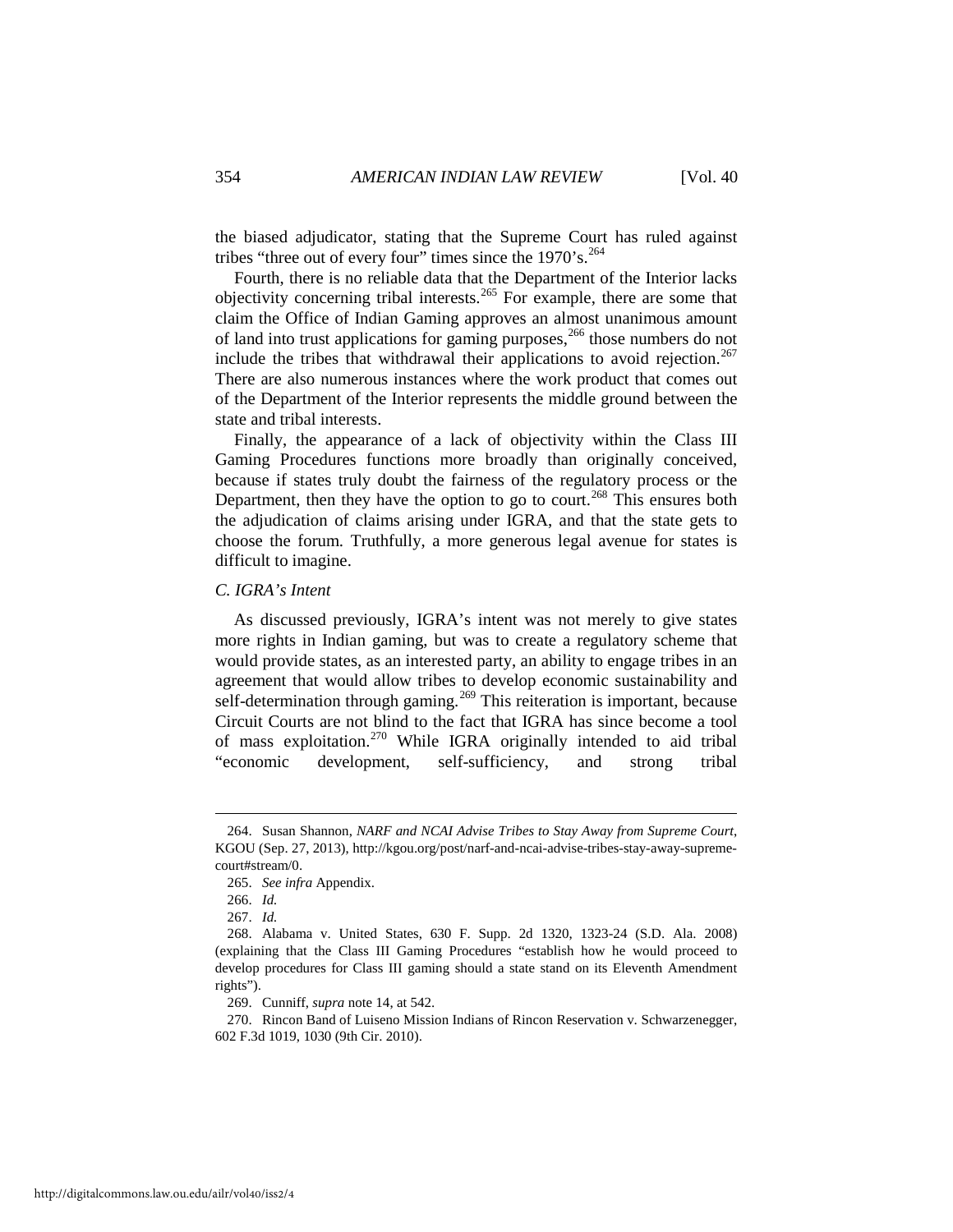the biased adjudicator, stating that the Supreme Court has ruled against tribes "three out of every four" times since the 1970's.[264]

Fourth, there is no reliable data that the Department of the Interior lacks objectivity concerning tribal interests.[265] For example, there are some that claim the Office of Indian Gaming approves an almost unanimous amount of land into trust applications for gaming purposes,[266] those numbers do not include the tribes that withdrawal their applications to avoid rejection.[267] There are also numerous instances where the work product that comes out of the Department of the Interior represents the middle ground between the state and tribal interests.

Finally, the appearance of a lack of objectivity within the Class III Gaming Procedures functions more broadly than originally conceived, because if states truly doubt the fairness of the regulatory process or the Department, then they have the option to go to court.[268] This ensures both the adjudication of claims arising under IGRA, and that the state gets to choose the forum. Truthfully, a more generous legal avenue for states is difficult to imagine.

### *C. IGRA's Intent*

As discussed previously, IGRA's intent was not merely to give states more rights in Indian gaming, but was to create a regulatory scheme that would provide states, as an interested party, an ability to engage tribes in an agreement that would allow tribes to develop economic sustainability and self-determination through gaming.[269] This reiteration is important, because Circuit Courts are not blind to the fact that IGRA has since become a tool of mass exploitation.[270] While IGRA originally intended to aid tribal "economic development, self-sufficiency, and strong tribal

---

264. Susan Shannon, *NARF and NCAI Advise Tribes to Stay Away from Supreme Court*, KGOU (Sep. 27, 2013), http://kgou.org/post/narf-and-ncai-advise-tribes-stay-away-supreme-court#stream/0.

265. *See infra* Appendix.

266. *Id.*

267. *Id.*

268. Alabama v. United States, 630 F. Supp. 2d 1320, 1323-24 (S.D. Ala. 2008) (explaining that the Class III Gaming Procedures "establish how he would proceed to develop procedures for Class III gaming should a state stand on its Eleventh Amendment rights").

269. Cunniff, *supra* note 14, at 542.

270. Rincon Band of Luiseno Mission Indians of Rincon Reservation v. Schwarzenegger, 602 F.3d 1019, 1030 (9th Cir. 2010).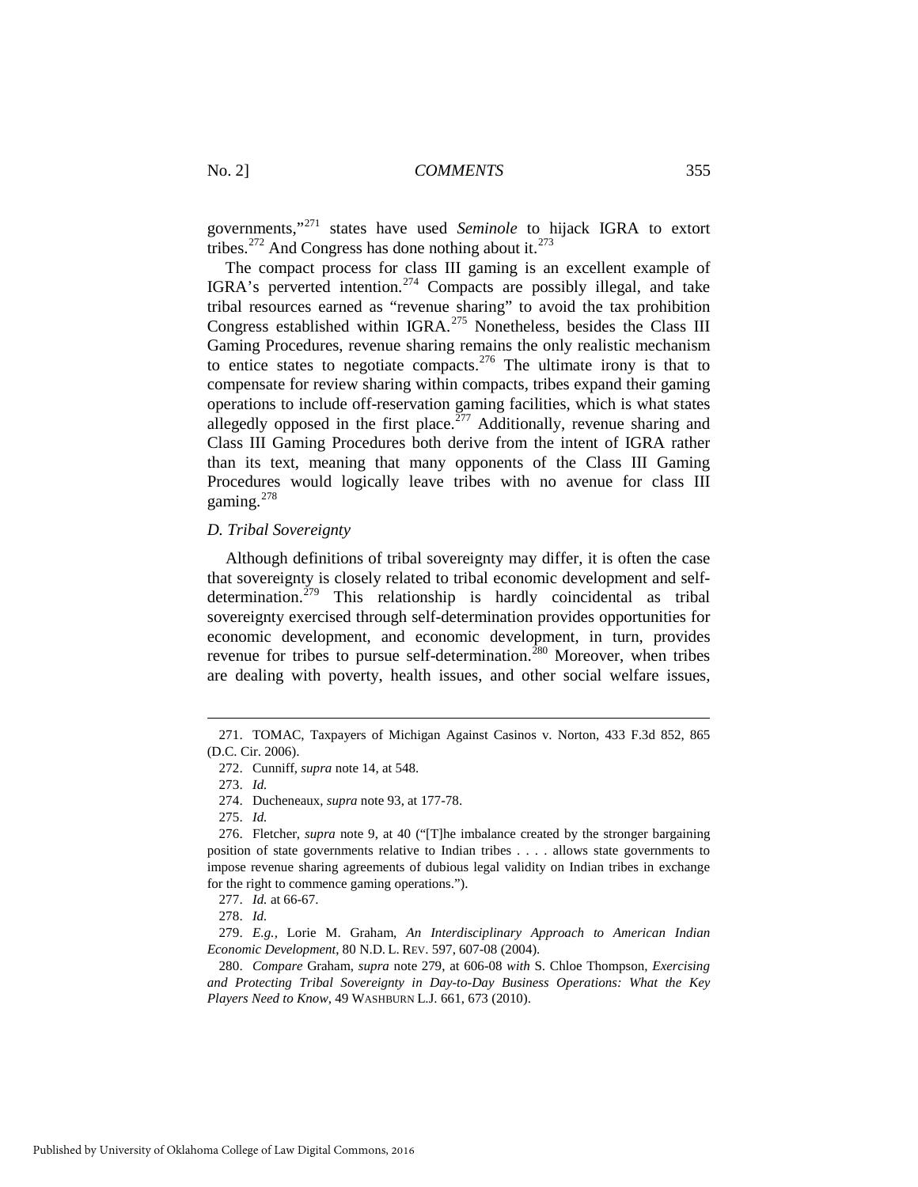governments,"[271] states have used *Seminole* to hijack IGRA to extort tribes.[272] And Congress has done nothing about it.[273]

The compact process for class III gaming is an excellent example of IGRA's perverted intention.[274] Compacts are possibly illegal, and take tribal resources earned as "revenue sharing" to avoid the tax prohibition Congress established within IGRA.[275] Nonetheless, besides the Class III Gaming Procedures, revenue sharing remains the only realistic mechanism to entice states to negotiate compacts.[276] The ultimate irony is that to compensate for review sharing within compacts, tribes expand their gaming operations to include off-reservation gaming facilities, which is what states allegedly opposed in the first place.[277] Additionally, revenue sharing and Class III Gaming Procedures both derive from the intent of IGRA rather than its text, meaning that many opponents of the Class III Gaming Procedures would logically leave tribes with no avenue for class III gaming.[278]

*D. Tribal Sovereignty*

Although definitions of tribal sovereignty may differ, it is often the case that sovereignty is closely related to tribal economic development and self-determination.[279] This relationship is hardly coincidental as tribal sovereignty exercised through self-determination provides opportunities for economic development, and economic development, in turn, provides revenue for tribes to pursue self-determination.[280] Moreover, when tribes are dealing with poverty, health issues, and other social welfare issues,

---

271. TOMAC, Taxpayers of Michigan Against Casinos v. Norton, 433 F.3d 852, 865 (D.C. Cir. 2006).

272. Cunniff, *supra* note 14, at 548.

273. *Id.*

274. Ducheneaux, *supra* note 93, at 177-78.

275. *Id.*

276. Fletcher, *supra* note 9, at 40 ("[T]he imbalance created by the stronger bargaining position of state governments relative to Indian tribes . . . . allows state governments to impose revenue sharing agreements of dubious legal validity on Indian tribes in exchange for the right to commence gaming operations.").

277. *Id.* at 66-67.

278. *Id.*

279. *E.g.*, Lorie M. Graham, *An Interdisciplinary Approach to American Indian Economic Development*, 80 N.D. L. REV. 597, 607-08 (2004).

280. *Compare* Graham, *supra* note 279, at 606-08 *with* S. Chloe Thompson, *Exercising and Protecting Tribal Sovereignty in Day-to-Day Business Operations: What the Key Players Need to Know*, 49 WASHBURN L.J. 661, 673 (2010).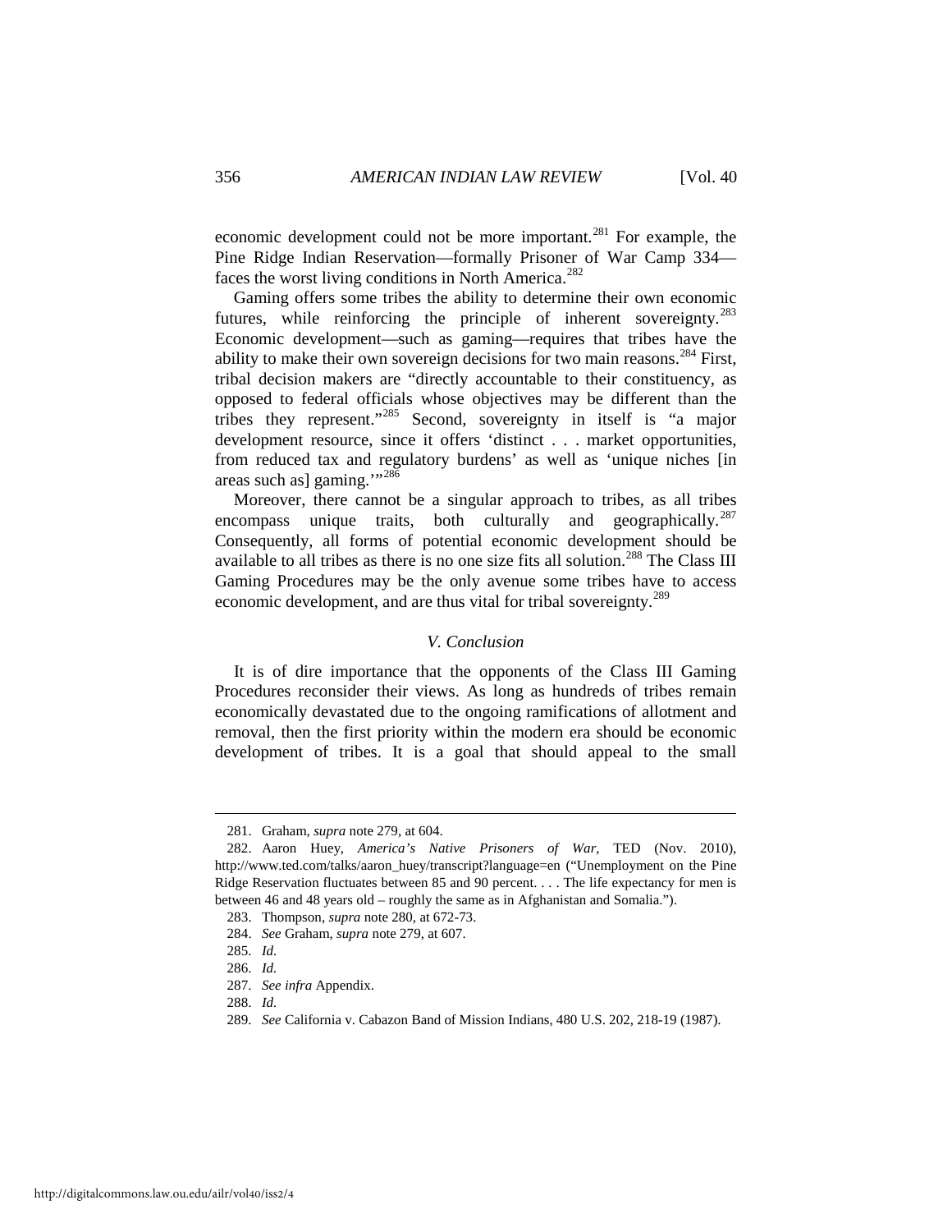economic development could not be more important.[281] For example, the Pine Ridge Indian Reservation—formally Prisoner of War Camp 334—faces the worst living conditions in North America.[282]

Gaming offers some tribes the ability to determine their own economic futures, while reinforcing the principle of inherent sovereignty.[283] Economic development—such as gaming—requires that tribes have the ability to make their own sovereign decisions for two main reasons.[284] First, tribal decision makers are "directly accountable to their constituency, as opposed to federal officials whose objectives may be different than the tribes they represent."[285] Second, sovereignty in itself is "a major development resource, since it offers 'distinct . . . market opportunities, from reduced tax and regulatory burdens' as well as 'unique niches [in areas such as] gaming.'"[286]

Moreover, there cannot be a singular approach to tribes, as all tribes encompass unique traits, both culturally and geographically.[287] Consequently, all forms of potential economic development should be available to all tribes as there is no one size fits all solution.[288] The Class III Gaming Procedures may be the only avenue some tribes have to access economic development, and are thus vital for tribal sovereignty.[289]

### *V. Conclusion*

It is of dire importance that the opponents of the Class III Gaming Procedures reconsider their views. As long as hundreds of tribes remain economically devastated due to the ongoing ramifications of allotment and removal, then the first priority within the modern era should be economic development of tribes. It is a goal that should appeal to the small

---

281. Graham, *supra* note 279, at 604.

282. Aaron Huey, *America's Native Prisoners of War*, TED (Nov. 2010), http://www.ted.com/talks/aaron_huey/transcript?language=en ("Unemployment on the Pine Ridge Reservation fluctuates between 85 and 90 percent. . . . The life expectancy for men is between 46 and 48 years old – roughly the same as in Afghanistan and Somalia.").

283. Thompson, *supra* note 280, at 672-73.

284. *See* Graham, *supra* note 279, at 607.

285. *Id.*

286. *Id.*

287. *See infra* Appendix.

288. *Id.*

289. *See* California v. Cabazon Band of Mission Indians, 480 U.S. 202, 218-19 (1987).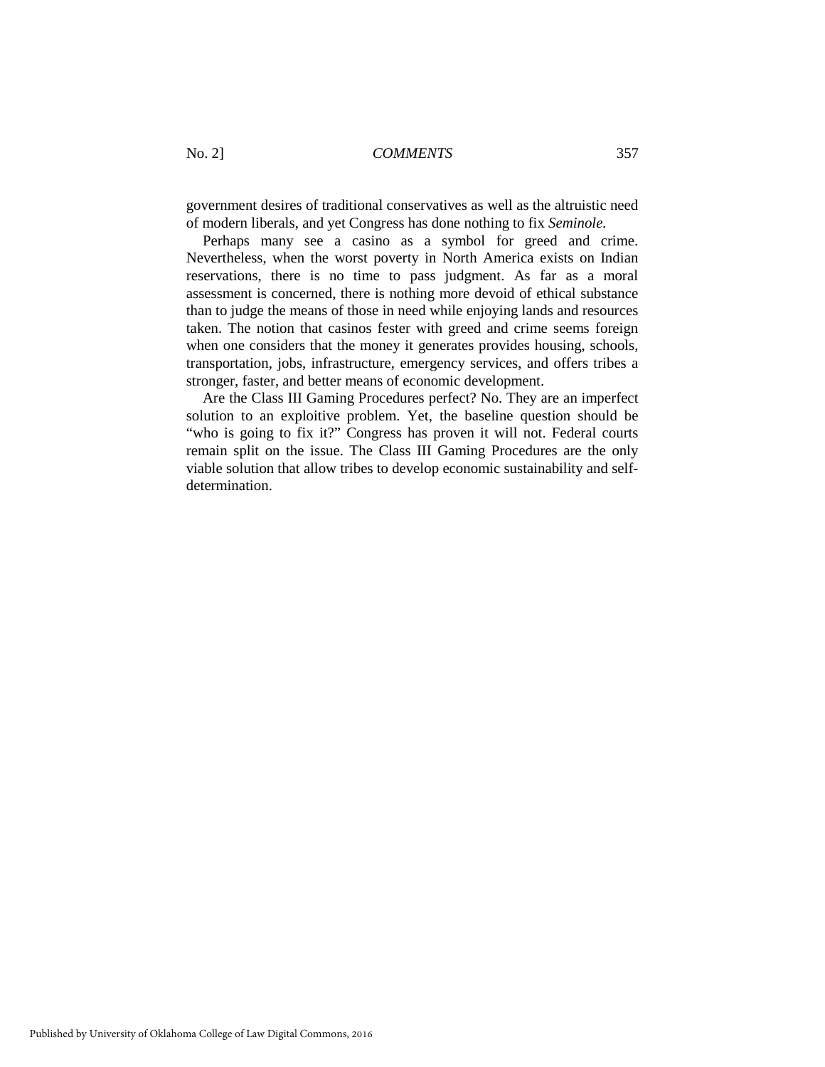government desires of traditional conservatives as well as the altruistic need of modern liberals, and yet Congress has done nothing to fix *Seminole.*

Perhaps many see a casino as a symbol for greed and crime. Nevertheless, when the worst poverty in North America exists on Indian reservations, there is no time to pass judgment. As far as a moral assessment is concerned, there is nothing more devoid of ethical substance than to judge the means of those in need while enjoying lands and resources taken. The notion that casinos fester with greed and crime seems foreign when one considers that the money it generates provides housing, schools, transportation, jobs, infrastructure, emergency services, and offers tribes a stronger, faster, and better means of economic development.

Are the Class III Gaming Procedures perfect? No. They are an imperfect solution to an exploitive problem. Yet, the baseline question should be "who is going to fix it?" Congress has proven it will not. Federal courts remain split on the issue. The Class III Gaming Procedures are the only viable solution that allow tribes to develop economic sustainability and self-determination.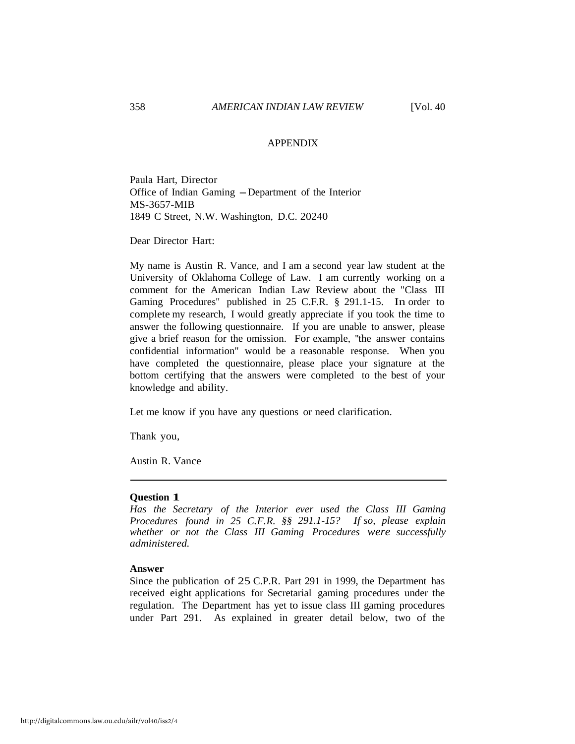## APPENDIX

Paula Hart, Director
Office of Indian Gaming – Department of the Interior
MS-3657-MIB
1849 C Street, N.W. Washington, D.C. 20240

Dear Director Hart:

My name is Austin R. Vance, and I am a second year law student at the University of Oklahoma College of Law. I am currently working on a comment for the American Indian Law Review about the "Class III Gaming Procedures" published in 25 C.F.R. § 291.1-15. In order to complete my research, I would greatly appreciate if you took the time to answer the following questionnaire. If you are unable to answer, please give a brief reason for the omission. For example, "the answer contains confidential information" would be a reasonable response. When you have completed the questionnaire, please place your signature at the bottom certifying that the answers were completed to the best of your knowledge and ability.

Let me know if you have any questions or need clarification.

Thank you,

Austin R. Vance

---

**Question 1**

*Has the Secretary of the Interior ever used the Class III Gaming Procedures found in 25 C.F.R. §§ 291.1-15? If so, please explain whether or not the Class III Gaming Procedures were successfully administered.*

**Answer**

Since the publication of 25 C.P.R. Part 291 in 1999, the Department has received eight applications for Secretarial gaming procedures under the regulation. The Department has yet to issue class III gaming procedures under Part 291. As explained in greater detail below, two of the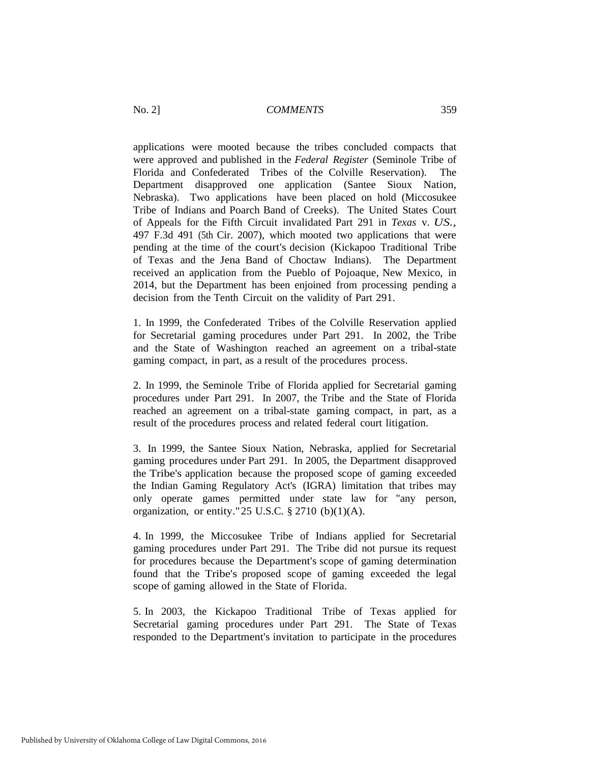applications were mooted because the tribes concluded compacts that were approved and published in the *Federal Register* (Seminole Tribe of Florida and Confederated Tribes of the Colville Reservation). The Department disapproved one application (Santee Sioux Nation, Nebraska). Two applications have been placed on hold (Miccosukee Tribe of Indians and Poarch Band of Creeks). The United States Court of Appeals for the Fifth Circuit invalidated Part 291 in *Texas* v. *US.*, 497 F.3d 491 (5th Cir. 2007), which mooted two applications that were pending at the time of the court's decision (Kickapoo Traditional Tribe of Texas and the Jena Band of Choctaw Indians). The Department received an application from the Pueblo of Pojoaque, New Mexico, in 2014, but the Department has been enjoined from processing pending a decision from the Tenth Circuit on the validity of Part 291.

1. In 1999, the Confederated Tribes of the Colville Reservation applied for Secretarial gaming procedures under Part 291. In 2002, the Tribe and the State of Washington reached an agreement on a tribal-state gaming compact, in part, as a result of the procedures process.

2. In 1999, the Seminole Tribe of Florida applied for Secretarial gaming procedures under Part 291. In 2007, the Tribe and the State of Florida reached an agreement on a tribal-state gaming compact, in part, as a result of the procedures process and related federal court litigation.

3. In 1999, the Santee Sioux Nation, Nebraska, applied for Secretarial gaming procedures under Part 291. In 2005, the Department disapproved the Tribe's application because the proposed scope of gaming exceeded the Indian Gaming Regulatory Act's (IGRA) limitation that tribes may only operate games permitted under state law for "any person, organization, or entity." 25 U.S.C. § 2710 (b)(1)(A).

4. In 1999, the Miccosukee Tribe of Indians applied for Secretarial gaming procedures under Part 291. The Tribe did not pursue its request for procedures because the Department's scope of gaming determination found that the Tribe's proposed scope of gaming exceeded the legal scope of gaming allowed in the State of Florida.

5. In 2003, the Kickapoo Traditional Tribe of Texas applied for Secretarial gaming procedures under Part 291. The State of Texas responded to the Department's invitation to participate in the procedures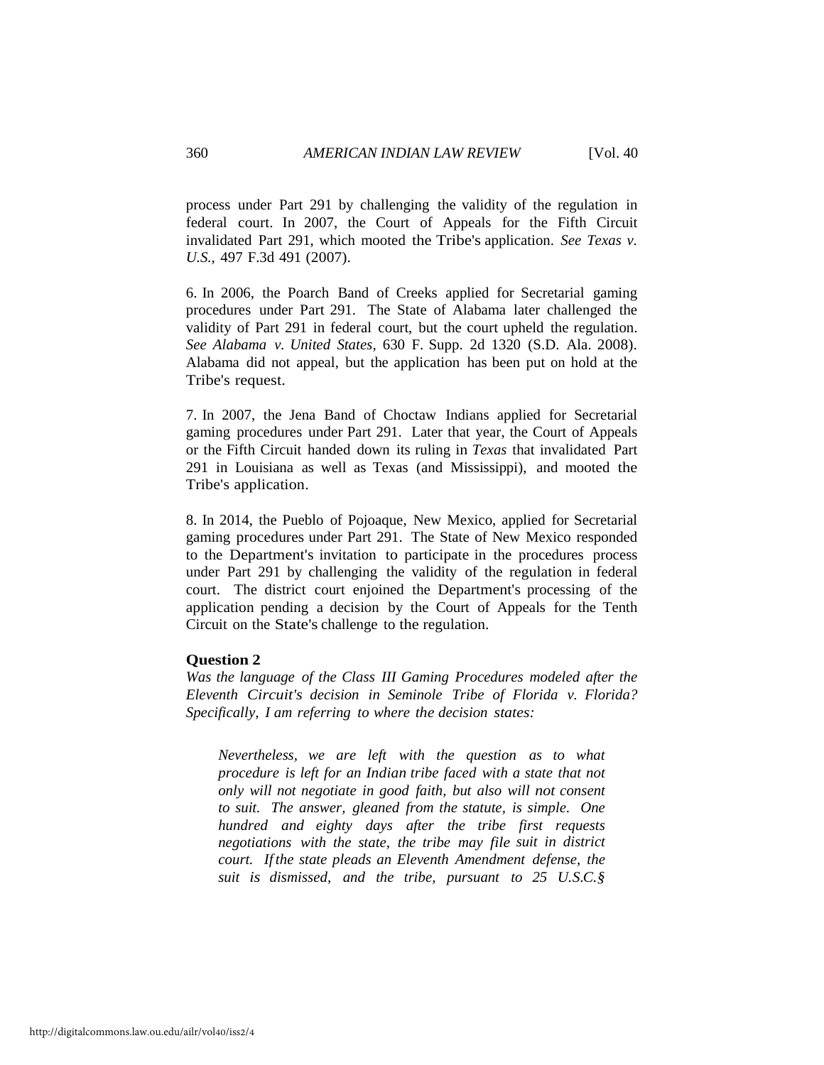process under Part 291 by challenging the validity of the regulation in federal court. In 2007, the Court of Appeals for the Fifth Circuit invalidated Part 291, which mooted the Tribe's application. *See Texas v. U.S.,* 497 F.3d 491 (2007).

6. In 2006, the Poarch Band of Creeks applied for Secretarial gaming procedures under Part 291. The State of Alabama later challenged the validity of Part 291 in federal court, but the court upheld the regulation. *See Alabama v. United States,* 630 F. Supp. 2d 1320 (S.D. Ala. 2008). Alabama did not appeal, but the application has been put on hold at the Tribe's request.

7. In 2007, the Jena Band of Choctaw Indians applied for Secretarial gaming procedures under Part 291. Later that year, the Court of Appeals or the Fifth Circuit handed down its ruling in *Texas* that invalidated Part 291 in Louisiana as well as Texas (and Mississippi), and mooted the Tribe's application.

8. In 2014, the Pueblo of Pojoaque, New Mexico, applied for Secretarial gaming procedures under Part 291. The State of New Mexico responded to the Department's invitation to participate in the procedures process under Part 291 by challenging the validity of the regulation in federal court. The district court enjoined the Department's processing of the application pending a decision by the Court of Appeals for the Tenth Circuit on the State's challenge to the regulation.

**Question 2**

*Was the language of the Class III Gaming Procedures modeled after the Eleventh Circuit's decision in Seminole Tribe of Florida v. Florida? Specifically, I am referring to where the decision states:*

> *Nevertheless, we are left with the question as to what procedure is left for an Indian tribe faced with a state that not only will not negotiate in good faith, but also will not consent to suit. The answer, gleaned from the statute, is simple. One hundred and eighty days after the tribe first requests negotiations with the state, the tribe may file suit in district court. If the state pleads an Eleventh Amendment defense, the suit is dismissed, and the tribe, pursuant to 25 U.S.C.§*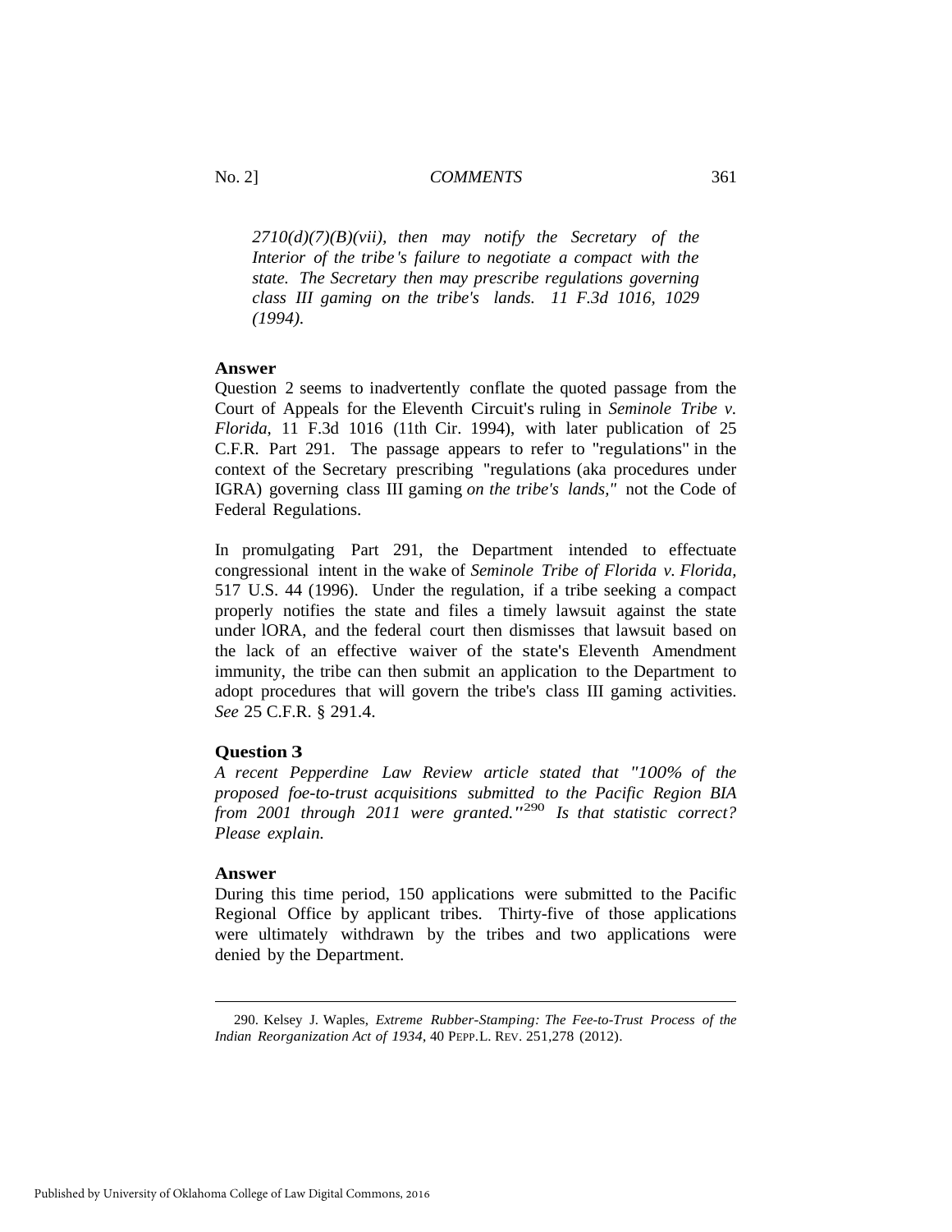*2710(d)(7)(B)(vii), then may notify the Secretary of the Interior of the tribe's failure to negotiate a compact with the state. The Secretary then may prescribe regulations governing class III gaming on the tribe's lands. 11 F.3d 1016, 1029 (1994).*

**Answer**

Question 2 seems to inadvertently conflate the quoted passage from the Court of Appeals for the Eleventh Circuit's ruling in *Seminole Tribe v. Florida*, 11 F.3d 1016 (11th Cir. 1994), with later publication of 25 C.F.R. Part 291. The passage appears to refer to "regulations" in the context of the Secretary prescribing "regulations (aka procedures under IGRA) governing class III gaming *on the tribe's lands,"* not the Code of Federal Regulations.

In promulgating Part 291, the Department intended to effectuate congressional intent in the wake of *Seminole Tribe of Florida v. Florida*, 517 U.S. 44 (1996). Under the regulation, if a tribe seeking a compact properly notifies the state and files a timely lawsuit against the state under lORA, and the federal court then dismisses that lawsuit based on the lack of an effective waiver of the state's Eleventh Amendment immunity, the tribe can then submit an application to the Department to adopt procedures that will govern the tribe's class III gaming activities. *See* 25 C.F.R. § 291.4.

**Question 3**

*A recent Pepperdine Law Review article stated that "100% of the proposed foe-to-trust acquisitions submitted to the Pacific Region BIA from 2001 through 2011 were granted."*[290] *Is that statistic correct? Please explain.*

**Answer**

During this time period, 150 applications were submitted to the Pacific Regional Office by applicant tribes. Thirty-five of those applications were ultimately withdrawn by the tribes and two applications were denied by the Department.

---

290. Kelsey J. Waples, *Extreme Rubber-Stamping: The Fee-to-Trust Process of the Indian Reorganization Act of 1934*, 40 PEPP.L. REV. 251,278 (2012).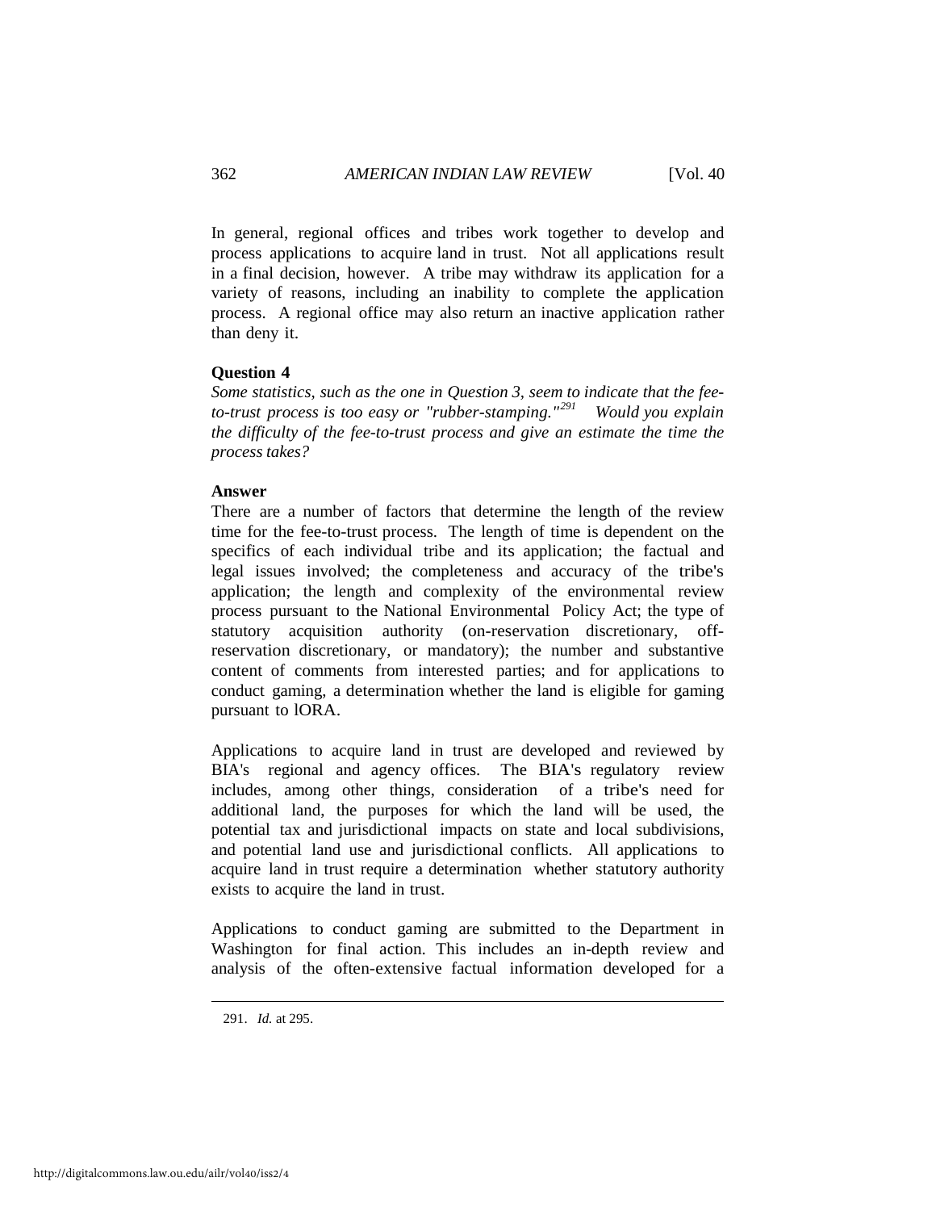In general, regional offices and tribes work together to develop and process applications to acquire land in trust. Not all applications result in a final decision, however. A tribe may withdraw its application for a variety of reasons, including an inability to complete the application process. A regional office may also return an inactive application rather than deny it.

**Question 4**

*Some statistics, such as the one in Question 3, seem to indicate that the fee-to-trust process is too easy or "rubber-stamping."*[291] *Would you explain the difficulty of the fee-to-trust process and give an estimate the time the process takes?*

**Answer**

There are a number of factors that determine the length of the review time for the fee-to-trust process. The length of time is dependent on the specifics of each individual tribe and its application; the factual and legal issues involved; the completeness and accuracy of the tribe's application; the length and complexity of the environmental review process pursuant to the National Environmental Policy Act; the type of statutory acquisition authority (on-reservation discretionary, off-reservation discretionary, or mandatory); the number and substantive content of comments from interested parties; and for applications to conduct gaming, a determination whether the land is eligible for gaming pursuant to lORA.

Applications to acquire land in trust are developed and reviewed by BIA's regional and agency offices. The BIA's regulatory review includes, among other things, consideration of a tribe's need for additional land, the purposes for which the land will be used, the potential tax and jurisdictional impacts on state and local subdivisions, and potential land use and jurisdictional conflicts. All applications to acquire land in trust require a determination whether statutory authority exists to acquire the land in trust.

Applications to conduct gaming are submitted to the Department in Washington for final action. This includes an in-depth review and analysis of the often-extensive factual information developed for a

---

291. *Id.* at 295.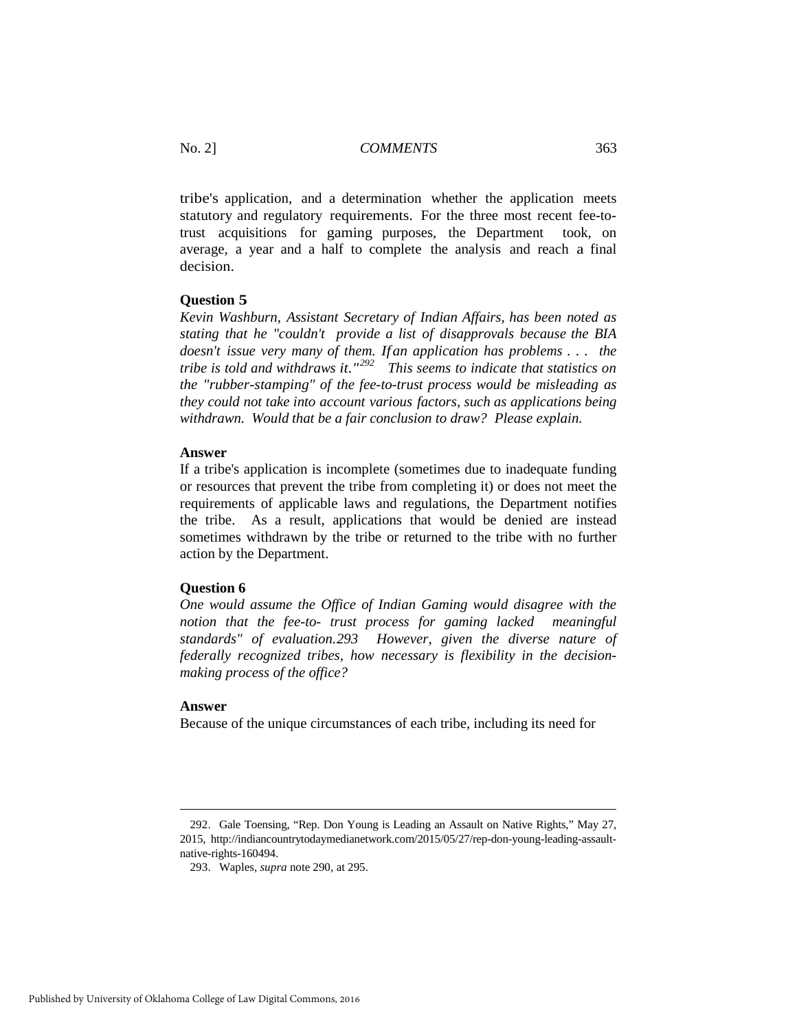tribe's application, and a determination whether the application meets statutory and regulatory requirements. For the three most recent fee-to-trust acquisitions for gaming purposes, the Department took, on average, a year and a half to complete the analysis and reach a final decision.

**Question 5**

*Kevin Washburn, Assistant Secretary of Indian Affairs, has been noted as stating that he "couldn't provide a list of disapprovals because the BIA doesn't issue very many of them. If an application has problems . . . the tribe is told and withdraws it."*[292] *This seems to indicate that statistics on the "rubber-stamping" of the fee-to-trust process would be misleading as they could not take into account various factors, such as applications being withdrawn. Would that be a fair conclusion to draw? Please explain.*

**Answer**

If a tribe's application is incomplete (sometimes due to inadequate funding or resources that prevent the tribe from completing it) or does not meet the requirements of applicable laws and regulations, the Department notifies the tribe. As a result, applications that would be denied are instead sometimes withdrawn by the tribe or returned to the tribe with no further action by the Department.

**Question 6**

*One would assume the Office of Indian Gaming would disagree with the notion that the fee-to- trust process for gaming lacked meaningful standards" of evaluation.293 However, given the diverse nature of federally recognized tribes, how necessary is flexibility in the decision-making process of the office?*

**Answer**

Because of the unique circumstances of each tribe, including its need for

---

292. Gale Toensing, "Rep. Don Young is Leading an Assault on Native Rights," May 27, 2015, http://indiancountrytodaymedianetwork.com/2015/05/27/rep-don-young-leading-assault-native-rights-160494.

293. Waples, *supra* note 290, at 295.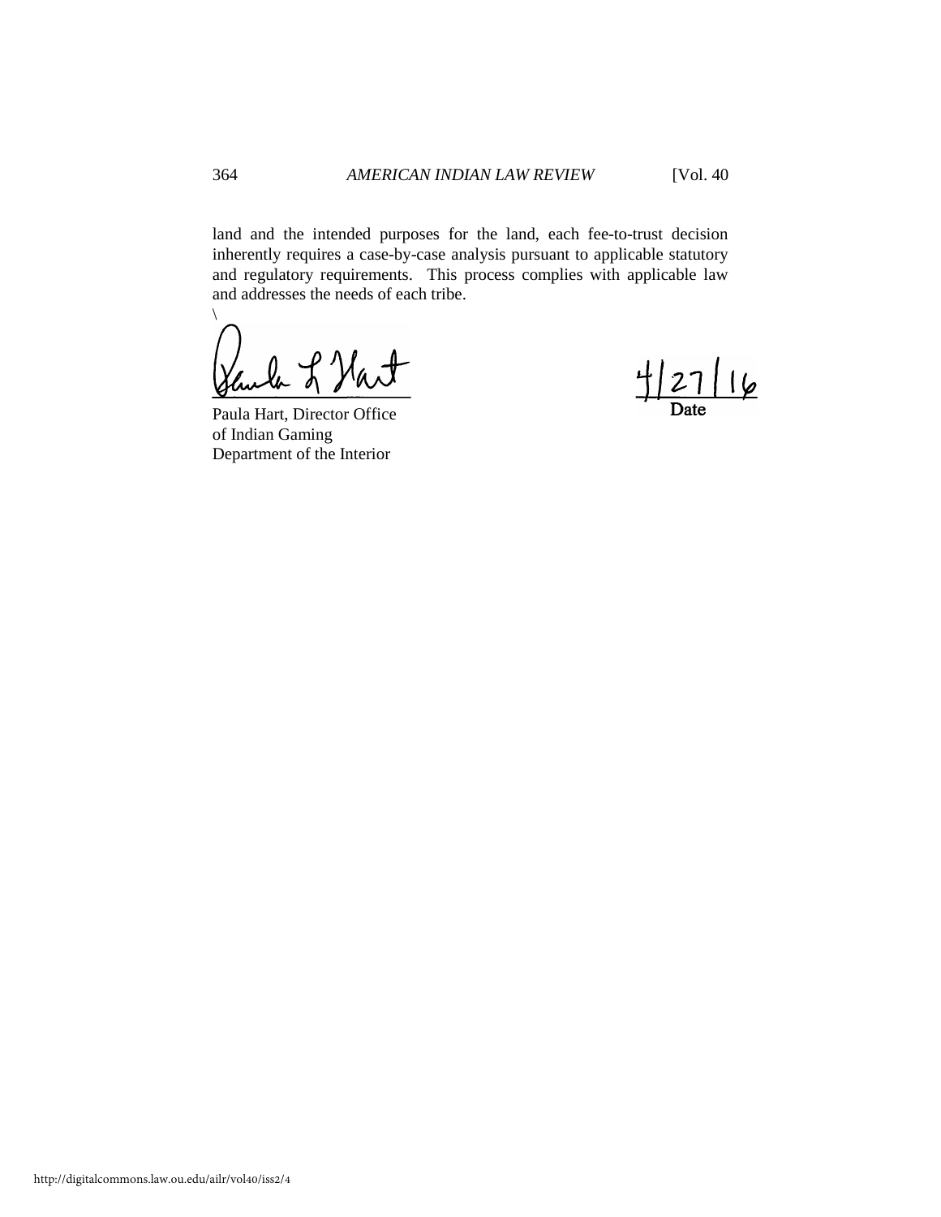land and the intended purposes for the land, each fee-to-trust decision inherently requires a case-by-case analysis pursuant to applicable statutory and regulatory requirements. This process complies with applicable law and addresses the needs of each tribe.

\

Paula L Hart

Paula Hart, Director Office
of Indian Gaming
Department of the Interior

4/27/16
Date

http://digitalcommons.law.ou.edu/ailr/vol40/iss2/4